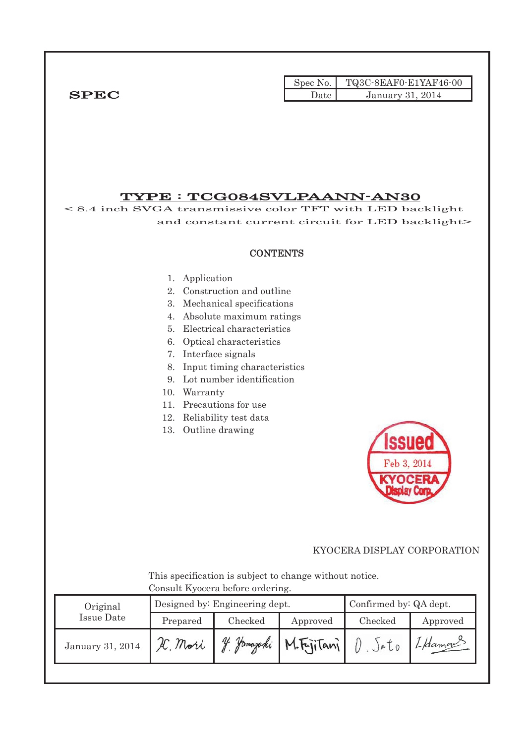**SPEC**

| Spec No. | TQ3C-8EAF0-E1YAF46-00 |
| --- | --- |
| Date | January 31, 2014 |

# TYPE : TCG084SVLPAANN-AN30

< 8.4 inch SVGA transmissive color TFT with LED backlight and constant current circuit for LED backlight>

## CONTENTS

1. Application
2. Construction and outline
3. Mechanical specifications
4. Absolute maximum ratings
5. Electrical characteristics
6. Optical characteristics
7. Interface signals
8. Input timing characteristics
9. Lot number identification
10. Warranty
11. Precautions for use
12. Reliability test data
13. Outline drawing

Issued
Feb 3, 2014
KYOCERA Display Corp.

KYOCERA DISPLAY CORPORATION

This specification is subject to change without notice.
Consult Kyocera before ordering.

| Original Issue Date | Designed by: Engineering dept. | | | Confirmed by: QA dept. | |
| --- | --- | --- | --- | --- | --- |
| | Prepared | Checked | Approved | Checked | Approved |
| January 31, 2014 | K. Mori | Y. Yamazaki | M. Fujitani | O. Sato | I. Hamano |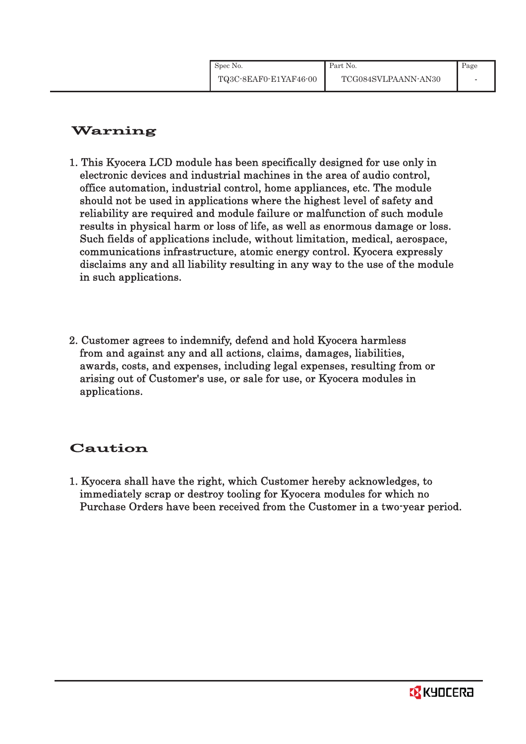# Warning

1. This Kyocera LCD module has been specifically designed for use only in electronic devices and industrial machines in the area of audio control, office automation, industrial control, home appliances, etc. The module should not be used in applications where the highest level of safety and reliability are required and module failure or malfunction of such module results in physical harm or loss of life, as well as enormous damage or loss. Such fields of applications include, without limitation, medical, aerospace, communications infrastructure, atomic energy control. Kyocera expressly disclaims any and all liability resulting in any way to the use of the module in such applications.

2. Customer agrees to indemnify, defend and hold Kyocera harmless from and against any and all actions, claims, damages, liabilities, awards, costs, and expenses, including legal expenses, resulting from or arising out of Customer's use, or sale for use, or Kyocera modules in applications.

# Caution

1. Kyocera shall have the right, which Customer hereby acknowledges, to immediately scrap or destroy tooling for Kyocera modules for which no Purchase Orders have been received from the Customer in a two-year period.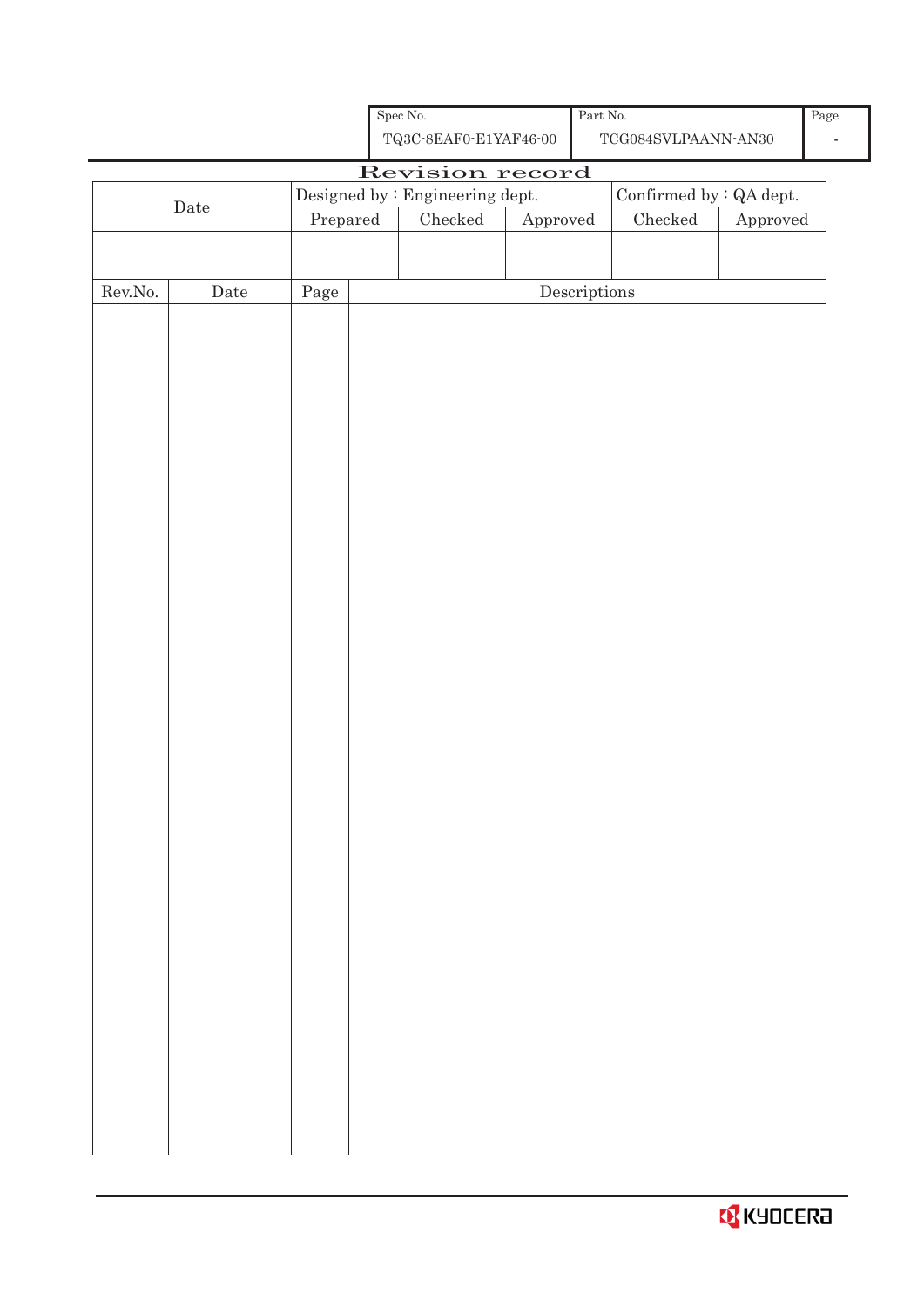| Spec No. | Part No. | Page |
|---|---|---|
| TQ3C-8EAF0-E1YAF46-00 | TCG084SVLPAANN-AN30 | - |

# Revision record

| Date | Designed by : Engineering dept. | | | Confirmed by : QA dept. | |
|---|---|---|---|---|---|
| | Prepared | Checked | Approved | Checked | Approved |
| | | | | | |

| Rev.No. | Date | Page | Descriptions |
|---|---|---|---|
| | | | |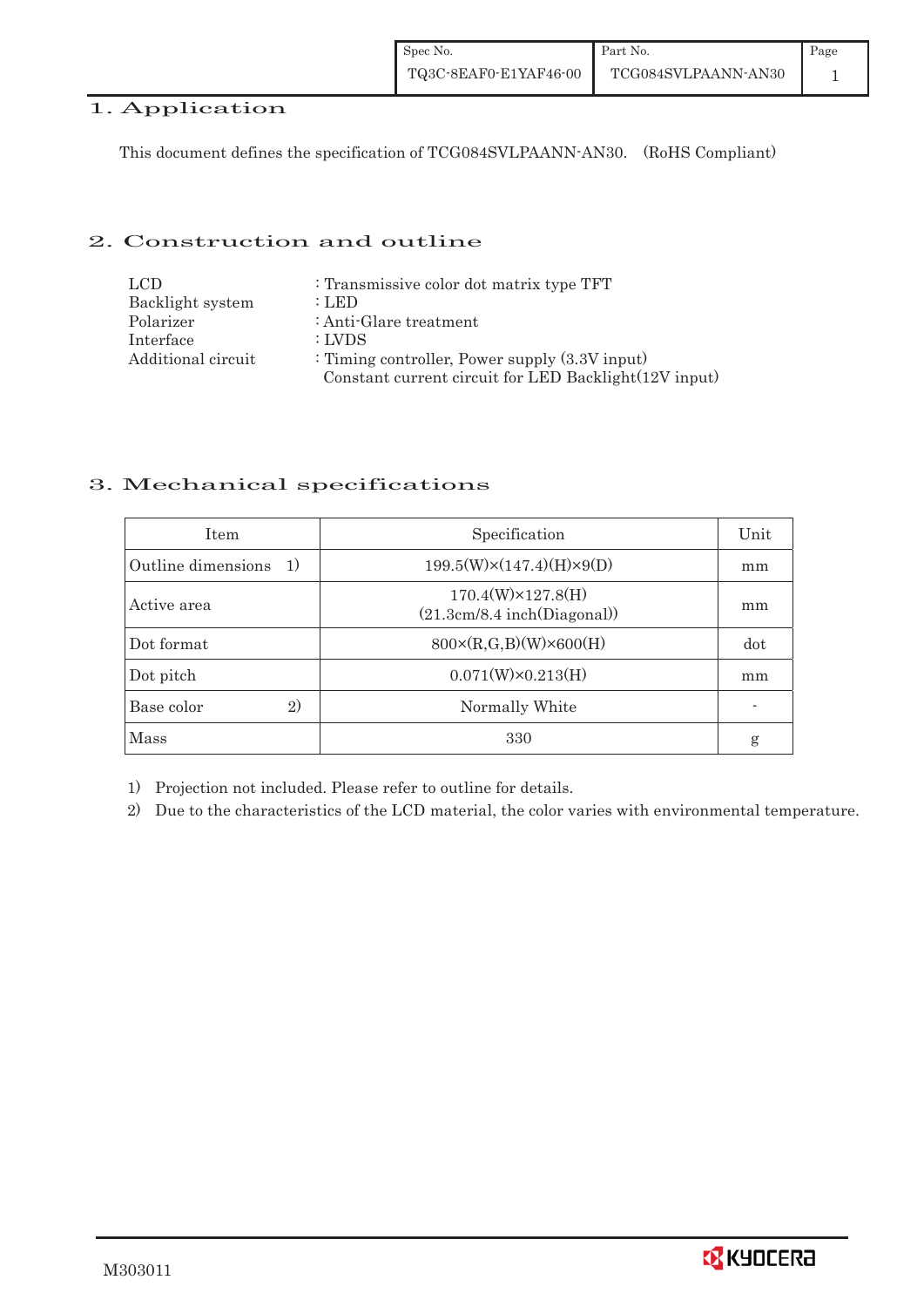# 1. Application

This document defines the specification of TCG084SVLPAANN-AN30. (RoHS Compliant)

# 2. Construction and outline

| | |
|---|---|
| LCD | : Transmissive color dot matrix type TFT |
| Backlight system | : LED |
| Polarizer | : Anti-Glare treatment |
| Interface | : LVDS |
| Additional circuit | : Timing controller, Power supply (3.3V input)<br>Constant current circuit for LED Backlight(12V input) |

# 3. Mechanical specifications

| Item | Specification | Unit |
|---|---|---|
| Outline dimensions 1) | 199.5(W)×(147.4)(H)×9(D) | mm |
| Active area | 170.4(W)×127.8(H)<br>(21.3cm/8.4 inch(Diagonal)) | mm |
| Dot format | 800×(R,G,B)(W)×600(H) | dot |
| Dot pitch | 0.071(W)×0.213(H) | mm |
| Base color 2) | Normally White | - |
| Mass | 330 | g |

1) Projection not included. Please refer to outline for details.

2) Due to the characteristics of the LCD material, the color varies with environmental temperature.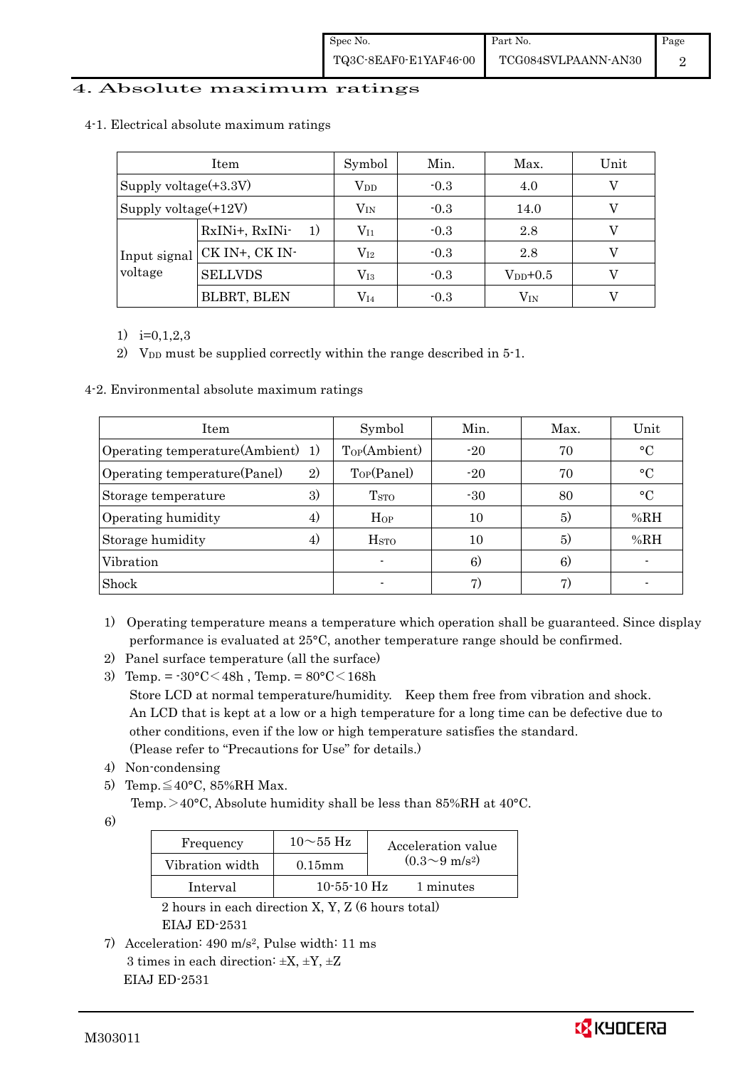# 4. Absolute maximum ratings

4-1. Electrical absolute maximum ratings

| Item | | Symbol | Min. | Max. | Unit |
|---|---|---|---|---|---|
| Supply voltage(+3.3V) | | $V_{DD}$ | -0.3 | 4.0 | V |
| Supply voltage(+12V) | | $V_{IN}$ | -0.3 | 14.0 | V |
| Input signal voltage | RxINi+, RxINi- 1) | $V_{I1}$ | -0.3 | 2.8 | V |
| | CK IN+, CK IN- | $V_{I2}$ | -0.3 | 2.8 | V |
| | SELLVDS | $V_{I3}$ | -0.3 | $V_{DD}$+0.5 | V |
| | BLBRT, BLEN | $V_{I4}$ | -0.3 | $V_{IN}$ | V |

1) i=0,1,2,3
2) $V_{DD}$ must be supplied correctly within the range described in 5-1.

4-2. Environmental absolute maximum ratings

| Item | Symbol | Min. | Max. | Unit |
|---|---|---|---|---|
| Operating temperature(Ambient) 1) | $T_{OP}$(Ambient) | -20 | 70 | °C |
| Operating temperature(Panel) 2) | $T_{OP}$(Panel) | -20 | 70 | °C |
| Storage temperature 3) | $T_{STO}$ | -30 | 80 | °C |
| Operating humidity 4) | $H_{OP}$ | 10 | 5) | %RH |
| Storage humidity 4) | $H_{STO}$ | 10 | 5) | %RH |
| Vibration | - | 6) | 6) | - |
| Shock | - | 7) | 7) | - |

1) Operating temperature means a temperature which operation shall be guaranteed. Since display performance is evaluated at 25°C, another temperature range should be confirmed.
2) Panel surface temperature (all the surface)
3) Temp. = -30°C<48h , Temp. = 80°C<168h
   Store LCD at normal temperature/humidity. Keep them free from vibration and shock.
   An LCD that is kept at a low or a high temperature for a long time can be defective due to other conditions, even if the low or high temperature satisfies the standard.
   (Please refer to "Precautions for Use" for details.)
4) Non-condensing
5) Temp.≦40°C, 85%RH Max.
   Temp.>40°C, Absolute humidity shall be less than 85%RH at 40°C.
6)

| Frequency | 10～55 Hz | Acceleration value ($0.3～9\ m/s^2$) |
|---|---|---|
| Vibration width | 0.15mm | |
| Interval | 10-55-10 Hz | 1 minutes |

   2 hours in each direction X, Y, Z (6 hours total)
   EIAJ ED-2531
7) Acceleration: $490\ m/s^2$, Pulse width: 11 ms
   3 times in each direction: ±X, ±Y, ±Z
   EIAJ ED-2531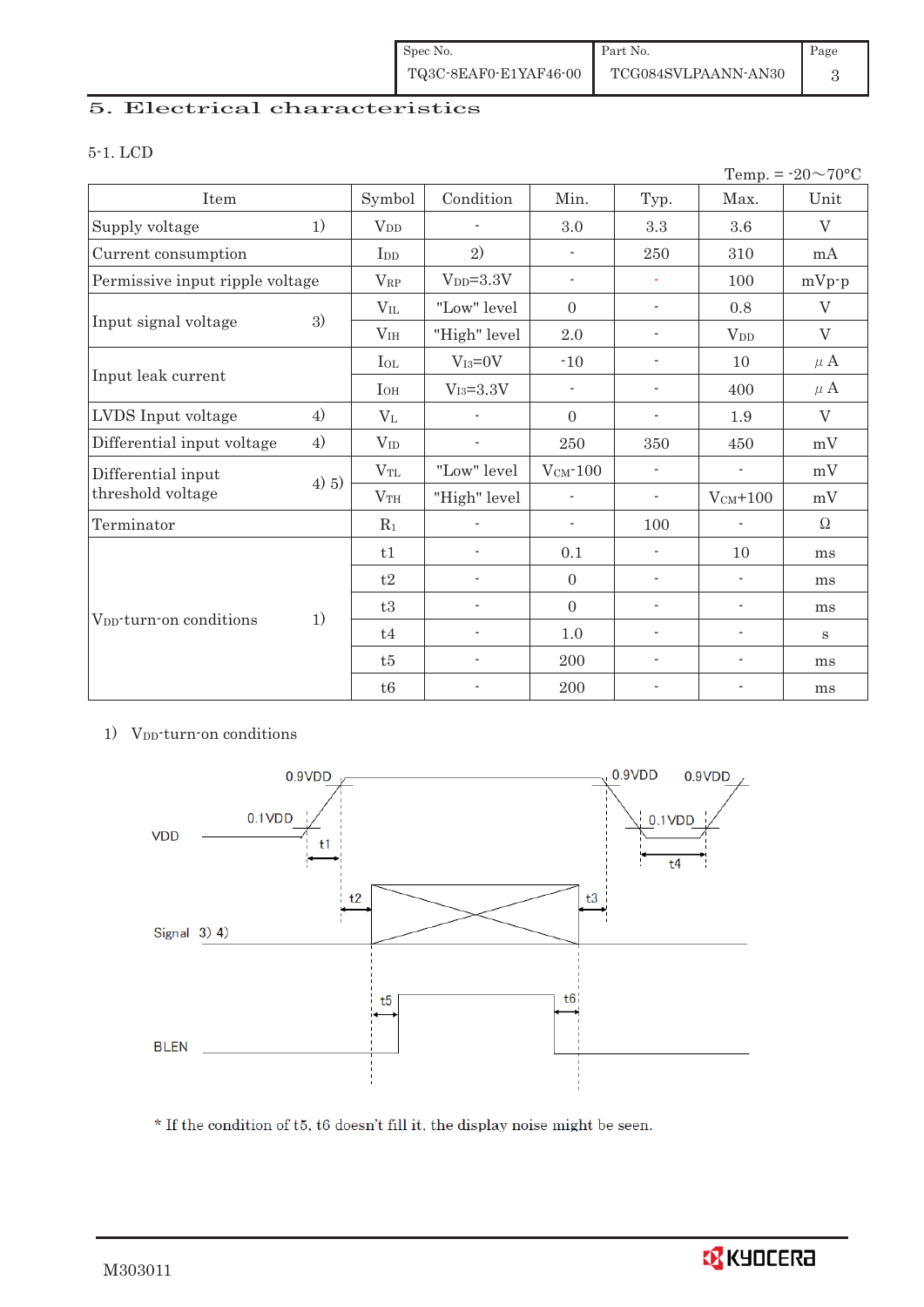## 5. Electrical characteristics

5-1. LCD

Temp. = -20～70°C

| Item | | Symbol | Condition | Min. | Typ. | Max. | Unit |
|---|---|---|---|---|---|---|---|
| Supply voltage | 1) | $V_{DD}$ | - | 3.0 | 3.3 | 3.6 | V |
| Current consumption | | $I_{DD}$ | 2) | - | 250 | 310 | mA |
| Permissive input ripple voltage | | $V_{RP}$ | $V_{DD}$=3.3V | - | - | 100 | mVp-p |
| Input signal voltage | 3) | $V_{IL}$ | "Low" level | 0 | - | 0.8 | V |
| | | $V_{IH}$ | "High" level | 2.0 | - | $V_{DD}$ | V |
| Input leak current | | $I_{OL}$ | $V_{I3}$=0V | -10 | - | 10 | μA |
| | | $I_{OH}$ | $V_{I3}$=3.3V | - | - | 400 | μA |
| LVDS Input voltage | 4) | $V_L$ | - | 0 | - | 1.9 | V |
| Differential input voltage | 4) | $V_{ID}$ | - | 250 | 350 | 450 | mV |
| Differential input threshold voltage | 4) 5) | $V_{TL}$ | "Low" level | $V_{CM}$-100 | - | - | mV |
| | | $V_{TH}$ | "High" level | - | - | $V_{CM}$+100 | mV |
| Terminator | | $R_1$ | - | - | 100 | - | Ω |
| $V_{DD}$-turn-on conditions | 1) | t1 | - | 0.1 | - | 10 | ms |
| | | t2 | - | 0 | - | - | ms |
| | | t3 | - | 0 | - | - | ms |
| | | t4 | - | 1.0 | - | - | s |
| | | t5 | - | 200 | - | - | ms |
| | | t6 | - | 200 | - | - | ms |

1) $V_{DD}$-turn-on conditions

\* If the condition of t5, t6 doesn't fill it, the display noise might be seen.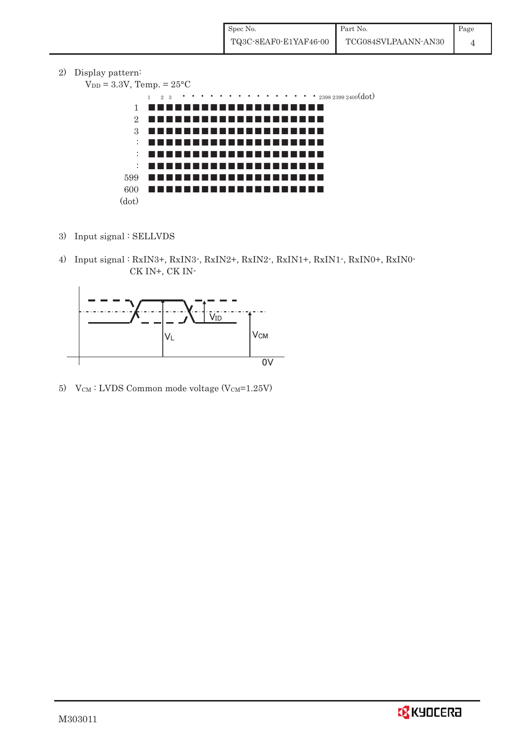2) Display pattern:

$V_{DD}$ = 3.3V, Temp. = 25°C

```
      1   2  3  • • • • • • • • • • • • • • • • 2398 2399 2400(dot)
  1   ■■■■■■■■■■■■■■■■■■■■
  2   ■■■■■■■■■■■■■■■■■■■■
  3   ■■■■■■■■■■■■■■■■■■■■
  :   ■■■■■■■■■■■■■■■■■■■■
  :   ■■■■■■■■■■■■■■■■■■■■
  :   ■■■■■■■■■■■■■■■■■■■■
599   ■■■■■■■■■■■■■■■■■■■■
600   ■■■■■■■■■■■■■■■■■■■■
(dot)
```

3) Input signal : SELLVDS

4) Input signal : RxIN3+, RxIN3-, RxIN2+, RxIN2-, RxIN1+, RxIN1-, RxIN0+, RxIN0-
CK IN+, CK IN-

$V_{ID}$

$V_L$

$V_{CM}$

0V

5) $V_{CM}$ : LVDS Common mode voltage ($V_{CM}$=1.25V)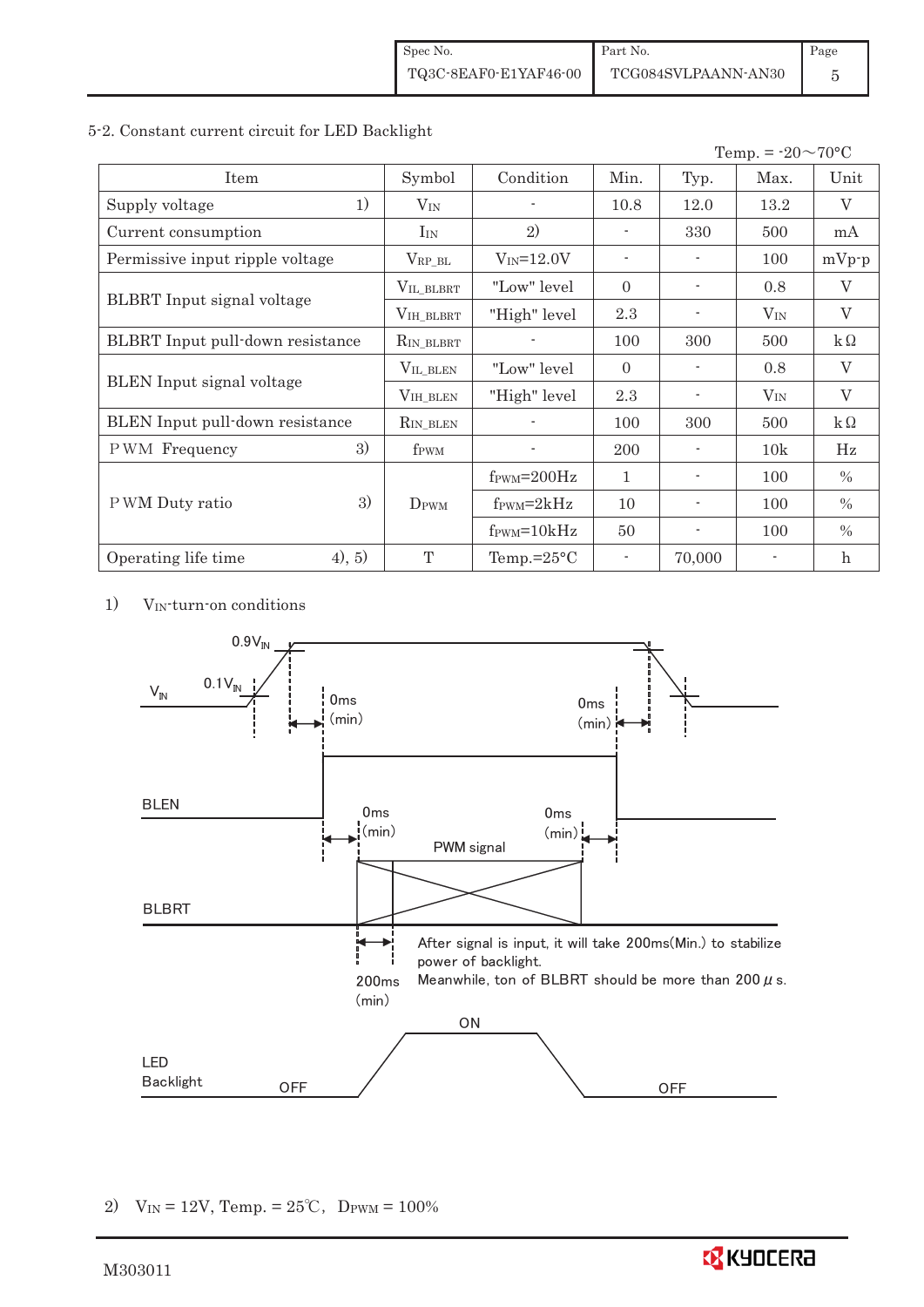## 5-2. Constant current circuit for LED Backlight

Temp. = -20～70°C

| Item | | Symbol | Condition | Min. | Typ. | Max. | Unit |
|---|---|---|---|---|---|---|---|
| Supply voltage | 1) | $V_{IN}$ | - | 10.8 | 12.0 | 13.2 | V |
| Current consumption | | $I_{IN}$ | 2) | - | 330 | 500 | mA |
| Permissive input ripple voltage | | $V_{RP\_BL}$ | $V_{IN}$=12.0V | - | - | 100 | mVp-p |
| BLBRT Input signal voltage | | $V_{IL\_BLBRT}$ | "Low" level | 0 | - | 0.8 | V |
| | | $V_{IH\_BLBRT}$ | "High" level | 2.3 | - | $V_{IN}$ | V |
| BLBRT Input pull-down resistance | | $R_{IN\_BLBRT}$ | - | 100 | 300 | 500 | kΩ |
| BLEN Input signal voltage | | $V_{IL\_BLEN}$ | "Low" level | 0 | - | 0.8 | V |
| | | $V_{IH\_BLEN}$ | "High" level | 2.3 | - | $V_{IN}$ | V |
| BLEN Input pull-down resistance | | $R_{IN\_BLEN}$ | - | 100 | 300 | 500 | kΩ |
| PWM Frequency | 3) | $f_{PWM}$ | - | 200 | - | 10k | Hz |
| PWM Duty ratio | 3) | $D_{PWM}$ | $f_{PWM}$=200Hz | 1 | - | 100 | % |
| | | | $f_{PWM}$=2kHz | 10 | - | 100 | % |
| | | | $f_{PWM}$=10kHz | 50 | - | 100 | % |
| Operating life time | 4), 5) | T | Temp.=25°C | - | 70,000 | - | h |

1) $V_{IN}$-turn-on conditions

$V_{IN}$: 0.1$V_{IN}$, 0.9$V_{IN}$; 0ms (min); 0ms (min)

BLEN: 0ms (min); 0ms (min)

BLBRT: PWM signal; 200ms (min)

After signal is input, it will take 200ms(Min.) to stabilize power of backlight.
Meanwhile, ton of BLBRT should be more than 200 μs.

LED Backlight: OFF, ON, OFF

2) $V_{IN}$ = 12V, Temp. = 25℃, $D_{PWM}$ = 100%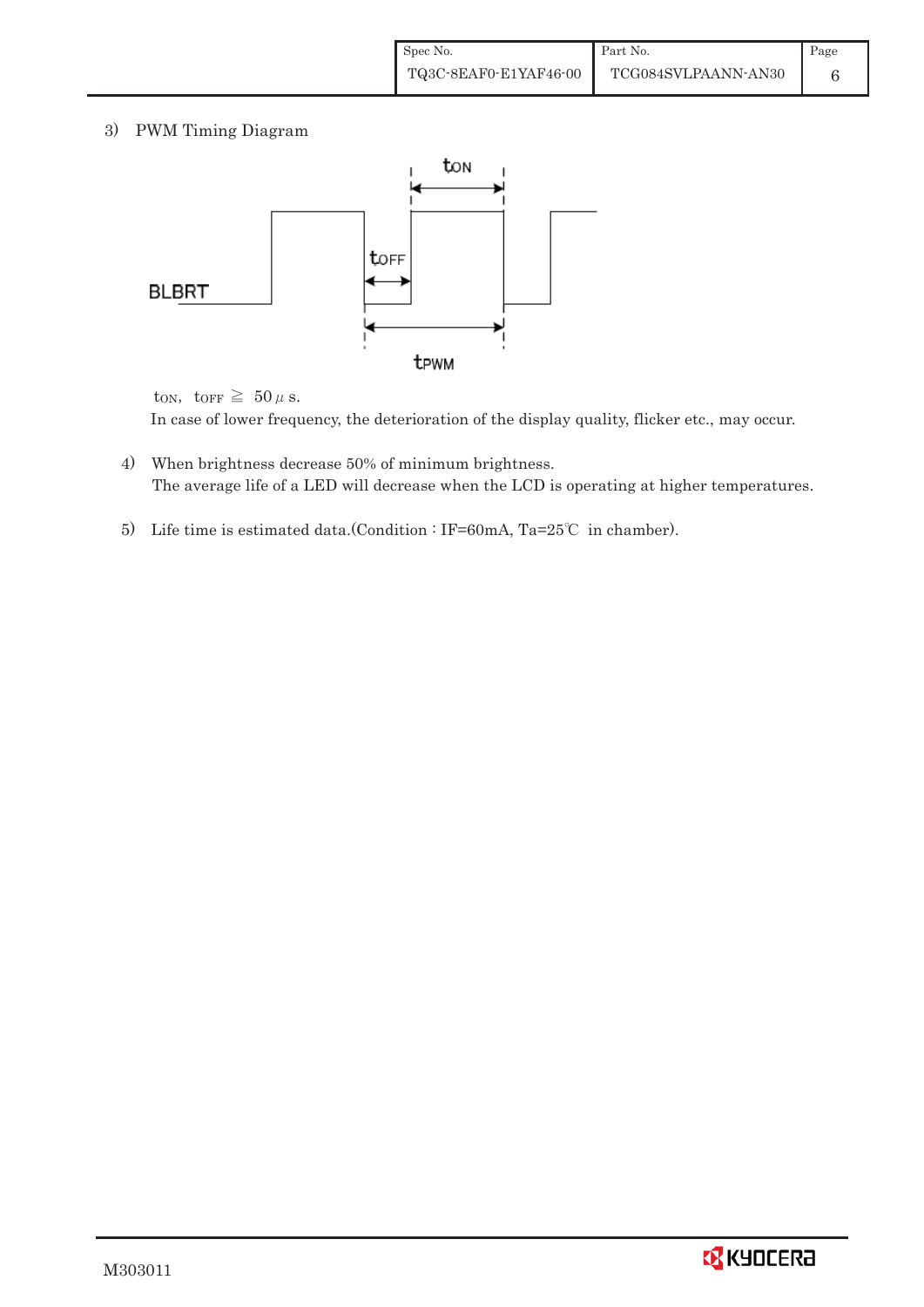3) PWM Timing Diagram

$t_{ON}$, $t_{OFF}$ ≧ 50 $\mu$ s.

In case of lower frequency, the deterioration of the display quality, flicker etc., may occur.

4) When brightness decrease 50% of minimum brightness.
The average life of a LED will decrease when the LCD is operating at higher temperatures.

5) Life time is estimated data.(Condition : IF=60mA, Ta=25℃ in chamber).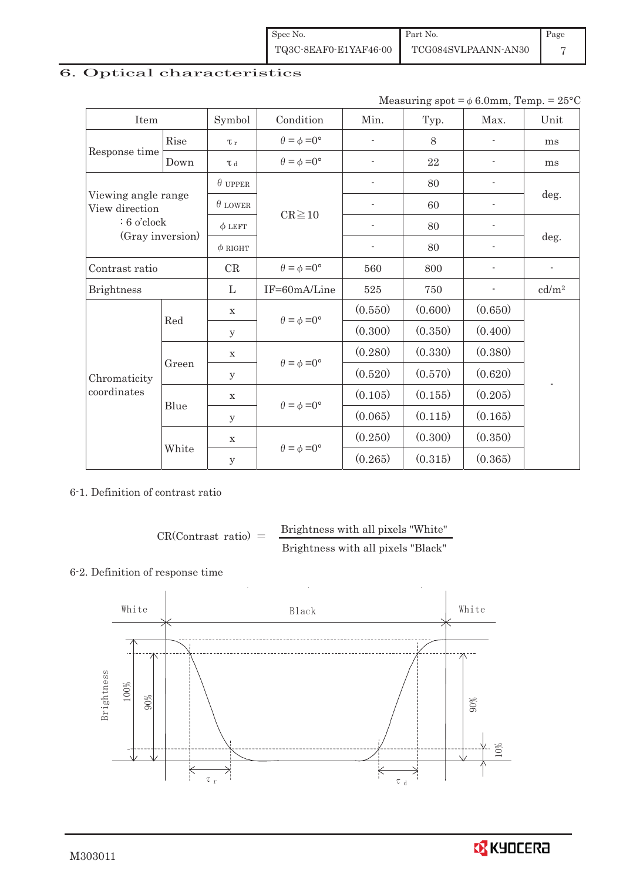# 6. Optical characteristics

Measuring spot = $\phi$ 6.0mm, Temp. = 25°C

| Item | | Symbol | Condition | Min. | Typ. | Max. | Unit |
|---|---|---|---|---|---|---|---|
| Response time | Rise | $\tau_r$ | $\theta = \phi = 0°$ | - | 8 | - | ms |
| | Down | $\tau_d$ | $\theta = \phi = 0°$ | - | 22 | - | ms |
| Viewing angle range View direction : 6 o'clock (Gray inversion) | | $\theta$ UPPER | CR≧10 | - | 80 | - | deg. |
| | | $\theta$ LOWER | | - | 60 | - | |
| | | $\phi$ LEFT | | - | 80 | - | deg. |
| | | $\phi$ RIGHT | | - | 80 | - | |
| Contrast ratio | | CR | $\theta = \phi = 0°$ | 560 | 800 | - | - |
| Brightness | | L | IF=60mA/Line | 525 | 750 | - | cd/m² |
| Chromaticity coordinates | Red | x | $\theta = \phi = 0°$ | (0.550) | (0.600) | (0.650) | - |
| | | y | | (0.300) | (0.350) | (0.400) | |
| | Green | x | $\theta = \phi = 0°$ | (0.280) | (0.330) | (0.380) | |
| | | y | | (0.520) | (0.570) | (0.620) | |
| | Blue | x | $\theta = \phi = 0°$ | (0.105) | (0.155) | (0.205) | |
| | | y | | (0.065) | (0.115) | (0.165) | |
| | White | x | $\theta = \phi = 0°$ | (0.250) | (0.300) | (0.350) | |
| | | y | | (0.265) | (0.315) | (0.365) | |

6-1. Definition of contrast ratio

$$\text{CR(Contrast ratio)} = \frac{\text{Brightness with all pixels "White"}}{\text{Brightness with all pixels "Black"}}$$

6-2. Definition of response time

White Black White

Brightness 100% 90% 90% 10%

$\tau_r$ $\tau_d$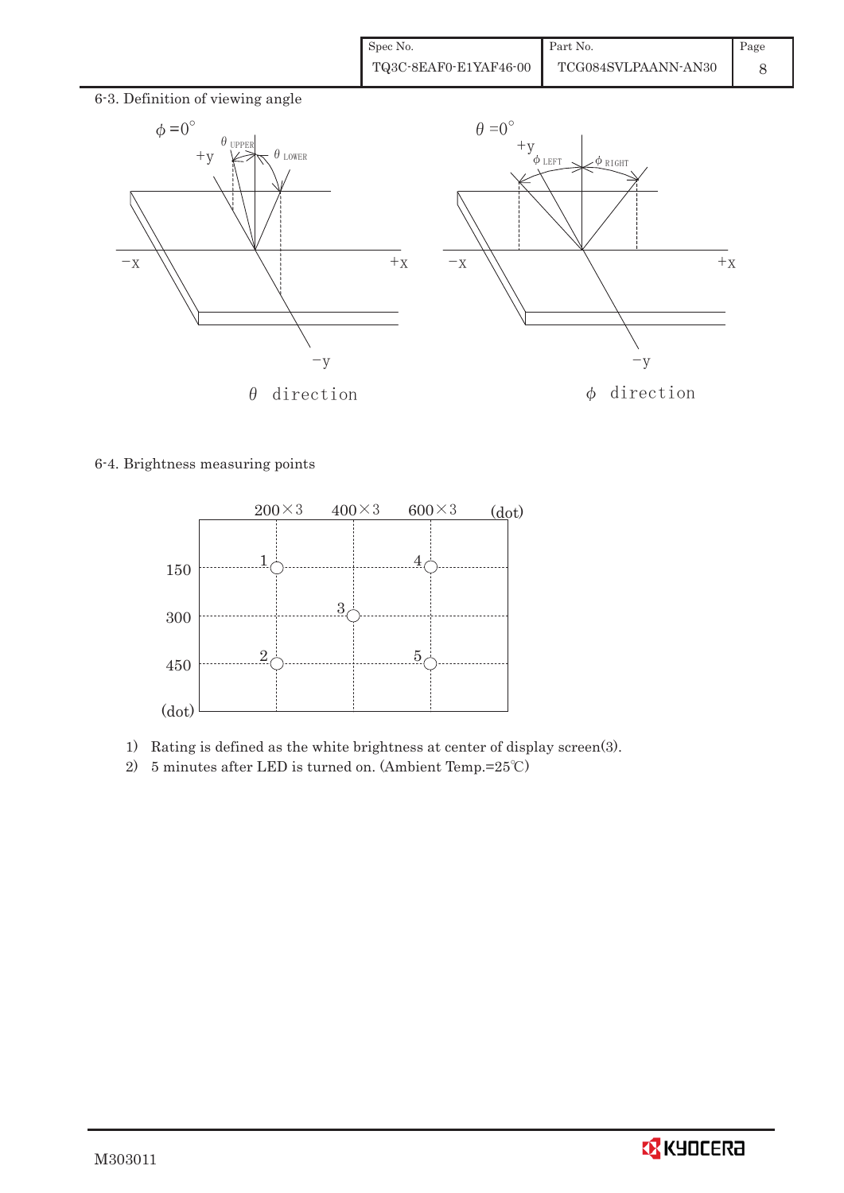6-3. Definition of viewing angle

$\phi = 0°$ — $\theta$ direction ($\theta_{UPPER}$, $\theta_{LOWER}$)

$\theta = 0°$ — $\phi$ direction ($\phi_{LEFT}$, $\phi_{RIGHT}$)

6-4. Brightness measuring points

| (dot) | 200×3 | 400×3 | 600×3 |
|---|---|---|---|
| 150 | 1 | | 4 |
| 300 | | 3 | |
| 450 | 2 | | 5 |

1) Rating is defined as the white brightness at center of display screen(3).
2) 5 minutes after LED is turned on. (Ambient Temp.=25℃)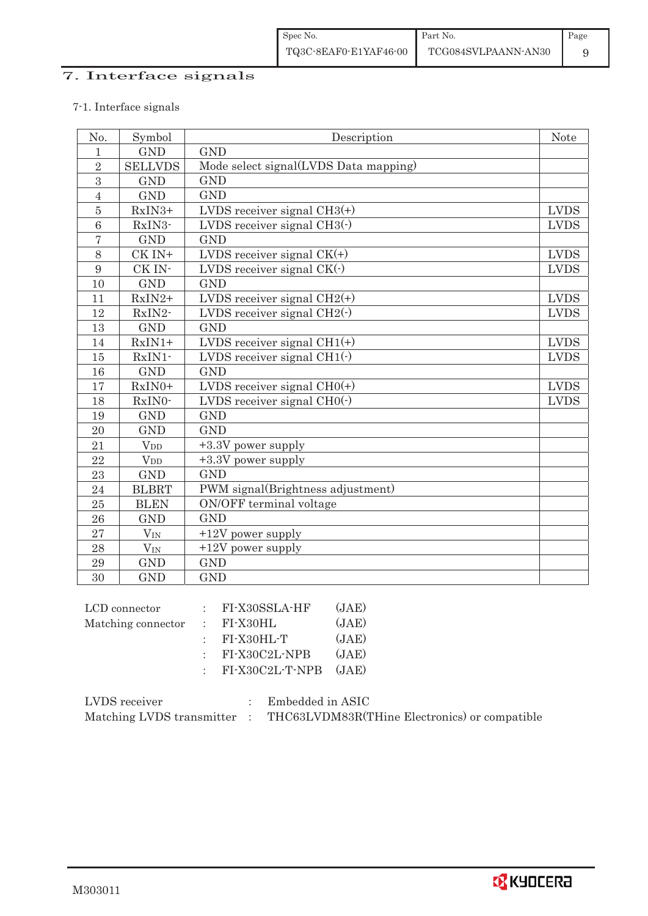# 7. Interface signals

7-1. Interface signals

| No. | Symbol | Description | Note |
|---|---|---|---|
| 1 | GND | GND | |
| 2 | SELLVDS | Mode select signal(LVDS Data mapping) | |
| 3 | GND | GND | |
| 4 | GND | GND | |
| 5 | RxIN3+ | LVDS receiver signal CH3(+) | LVDS |
| 6 | RxIN3- | LVDS receiver signal CH3(-) | LVDS |
| 7 | GND | GND | |
| 8 | CK IN+ | LVDS receiver signal CK(+) | LVDS |
| 9 | CK IN- | LVDS receiver signal CK(-) | LVDS |
| 10 | GND | GND | |
| 11 | RxIN2+ | LVDS receiver signal CH2(+) | LVDS |
| 12 | RxIN2- | LVDS receiver signal CH2(-) | LVDS |
| 13 | GND | GND | |
| 14 | RxIN1+ | LVDS receiver signal CH1(+) | LVDS |
| 15 | RxIN1- | LVDS receiver signal CH1(-) | LVDS |
| 16 | GND | GND | |
| 17 | RxIN0+ | LVDS receiver signal CH0(+) | LVDS |
| 18 | RxIN0- | LVDS receiver signal CH0(-) | LVDS |
| 19 | GND | GND | |
| 20 | GND | GND | |
| 21 | $V_{DD}$ | +3.3V power supply | |
| 22 | $V_{DD}$ | +3.3V power supply | |
| 23 | GND | GND | |
| 24 | BLBRT | PWM signal(Brightness adjustment) | |
| 25 | BLEN | ON/OFF terminal voltage | |
| 26 | GND | GND | |
| 27 | $V_{IN}$ | +12V power supply | |
| 28 | $V_{IN}$ | +12V power supply | |
| 29 | GND | GND | |
| 30 | GND | GND | |

LCD connector : FI-X30SSLA-HF (JAE)
Matching connector : FI-X30HL (JAE)
: FI-X30HL-T (JAE)
: FI-X30C2L-NPB (JAE)
: FI-X30C2L-T-NPB (JAE)

LVDS receiver : Embedded in ASIC
Matching LVDS transmitter : THC63LVDM83R(THine Electronics) or compatible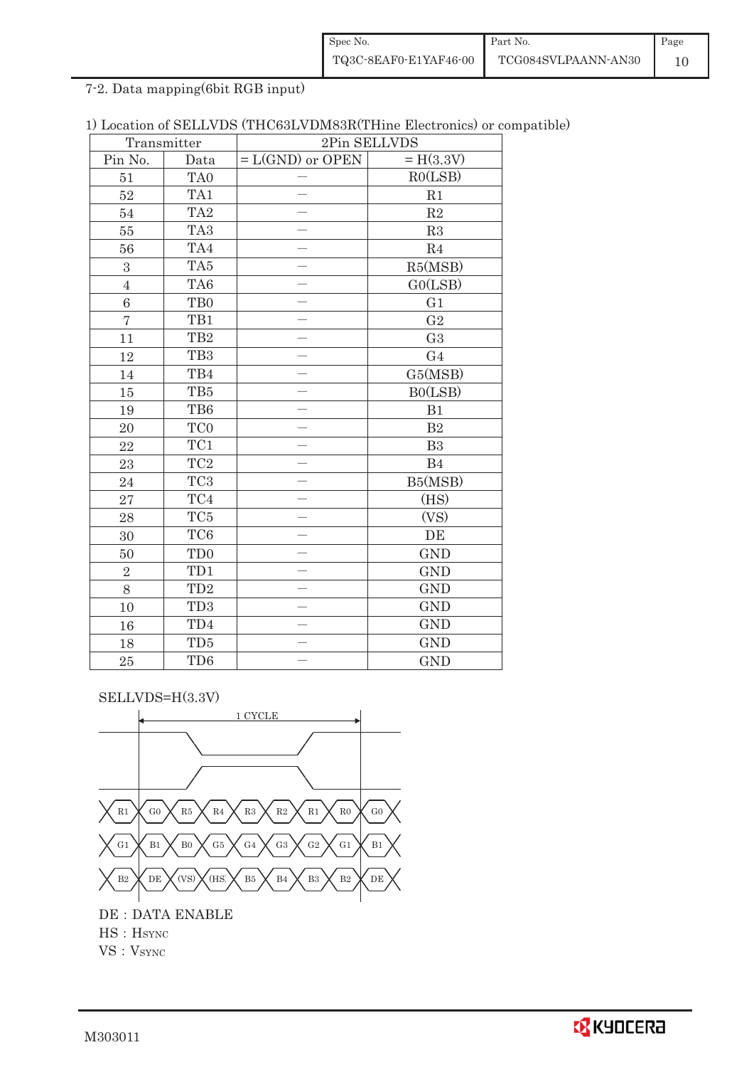7-2. Data mapping(6bit RGB input)

1) Location of SELLVDS (THC63LVDM83R(THine Electronics) or compatible)

| Transmitter | | 2Pin SELLVDS | |
|---|---|---|---|
| Pin No. | Data | = L(GND) or OPEN | = H(3.3V) |
| 51 | TA0 | — | R0(LSB) |
| 52 | TA1 | — | R1 |
| 54 | TA2 | — | R2 |
| 55 | TA3 | — | R3 |
| 56 | TA4 | — | R4 |
| 3 | TA5 | — | R5(MSB) |
| 4 | TA6 | — | G0(LSB) |
| 6 | TB0 | — | G1 |
| 7 | TB1 | — | G2 |
| 11 | TB2 | — | G3 |
| 12 | TB3 | — | G4 |
| 14 | TB4 | — | G5(MSB) |
| 15 | TB5 | — | B0(LSB) |
| 19 | TB6 | — | B1 |
| 20 | TC0 | — | B2 |
| 22 | TC1 | — | B3 |
| 23 | TC2 | — | B4 |
| 24 | TC3 | — | B5(MSB) |
| 27 | TC4 | — | (HS) |
| 28 | TC5 | — | (VS) |
| 30 | TC6 | — | DE |
| 50 | TD0 | — | GND |
| 2 | TD1 | — | GND |
| 8 | TD2 | — | GND |
| 10 | TD3 | — | GND |
| 16 | TD4 | — | GND |
| 18 | TD5 | — | GND |
| 25 | TD6 | — | GND |

SELLVDS=H(3.3V)

1 CYCLE

| R1 | G0 | R5 | R4 | R3 | R2 | R1 | R0 | G0 |
|---|---|---|---|---|---|---|---|---|
| G1 | B1 | B0 | G5 | G4 | G3 | G2 | G1 | B1 |
| B2 | DE | (VS) | (HS) | B5 | B4 | B3 | B2 | DE |

DE : DATA ENABLE

HS : HSYNC

VS : VSYNC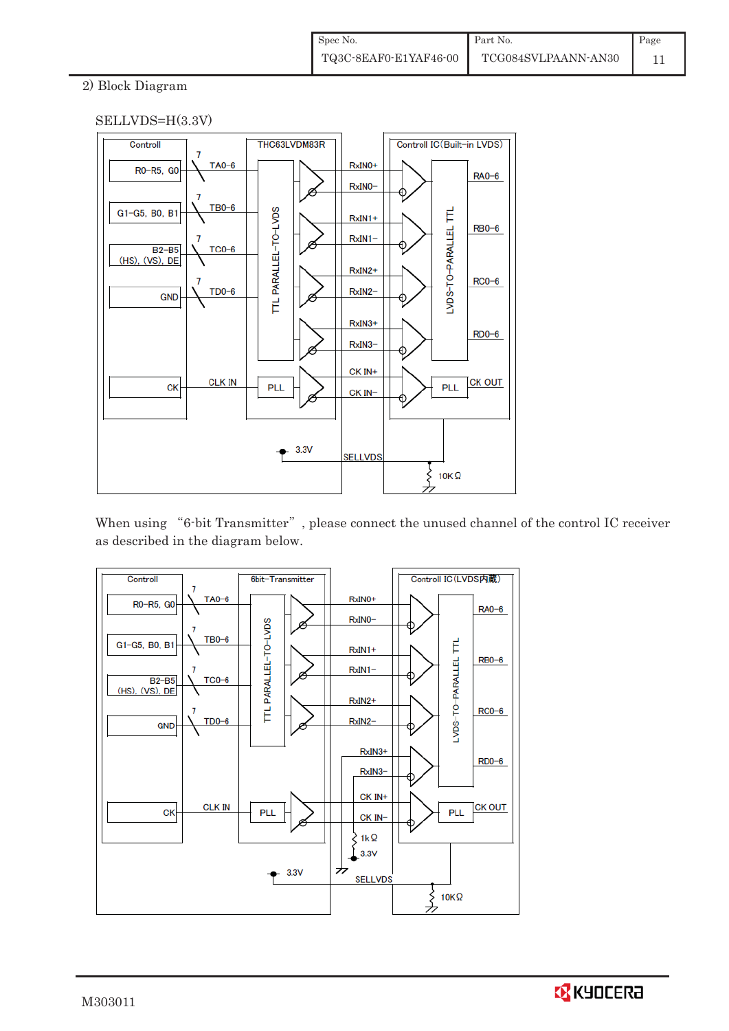2) Block Diagram

SELLVDS=H(3.3V)

Controll | THC63LVDM83R | Controll IC(Built-in LVDS)

R0–R5, G0 — 7 — TA0–6 — RxIN0+ / RxIN0− — RA0–6

G1–G5, B0, B1 — 7 — TB0–6 — RxIN1+ / RxIN1− — RB0–6

B2–B5 (HS), (VS), DE — 7 — TC0–6 — RxIN2+ / RxIN2− — RC0–6

GND — 7 — TD0–6 — RxIN3+ / RxIN3− — RD0–6

CK — CLK IN — PLL — CK IN+ / CK IN− — PLL — CK OUT

TTL PARALLEL-TO-LVDS

LVDS-TO-PARALLEL TTL

3.3V — SELLVDS — 10KΩ

When using "6-bit Transmitter", please connect the unused channel of the control IC receiver as described in the diagram below.

Controll | 6bit-Transmitter | Controll IC(LVDS内蔵)

R0–R5, G0 — 7 — TA0–6 — RxIN0+ / RxIN0− — RA0–6

G1–G5, B0, B1 — 7 — TB0–6 — RxIN1+ / RxIN1− — RB0–6

B2–B5 (HS), (VS), DE — 7 — TC0–6 — RxIN2+ / RxIN2− — RC0–6

GND — 7 — TD0–6

RxIN3+ / RxIN3− — RD0–6

CK — CLK IN — PLL — CK IN+ / CK IN− — PLL — CK OUT

TTL PARALLEL-TO-LVDS

LVDS-TO-PARALLEL TTL

1kΩ — 3.3V

3.3V — SELLVDS — 10KΩ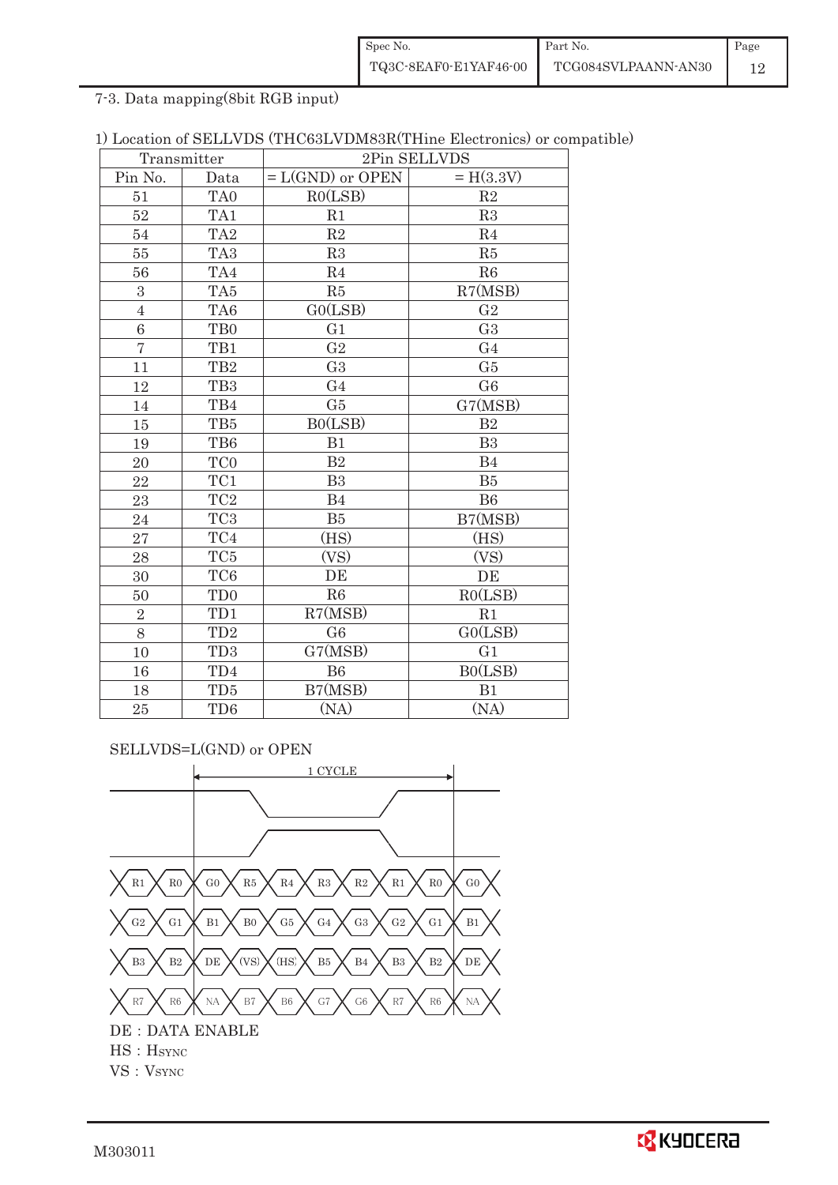7-3. Data mapping(8bit RGB input)

1) Location of SELLVDS (THC63LVDM83R(THine Electronics) or compatible)

| Transmitter | | 2Pin SELLVDS | |
|---|---|---|---|
| Pin No. | Data | = L(GND) or OPEN | = H(3.3V) |
| 51 | TA0 | R0(LSB) | R2 |
| 52 | TA1 | R1 | R3 |
| 54 | TA2 | R2 | R4 |
| 55 | TA3 | R3 | R5 |
| 56 | TA4 | R4 | R6 |
| 3 | TA5 | R5 | R7(MSB) |
| 4 | TA6 | G0(LSB) | G2 |
| 6 | TB0 | G1 | G3 |
| 7 | TB1 | G2 | G4 |
| 11 | TB2 | G3 | G5 |
| 12 | TB3 | G4 | G6 |
| 14 | TB4 | G5 | G7(MSB) |
| 15 | TB5 | B0(LSB) | B2 |
| 19 | TB6 | B1 | B3 |
| 20 | TC0 | B2 | B4 |
| 22 | TC1 | B3 | B5 |
| 23 | TC2 | B4 | B6 |
| 24 | TC3 | B5 | B7(MSB) |
| 27 | TC4 | (HS) | (HS) |
| 28 | TC5 | (VS) | (VS) |
| 30 | TC6 | DE | DE |
| 50 | TD0 | R6 | R0(LSB) |
| 2 | TD1 | R7(MSB) | R1 |
| 8 | TD2 | G6 | G0(LSB) |
| 10 | TD3 | G7(MSB) | G1 |
| 16 | TD4 | B6 | B0(LSB) |
| 18 | TD5 | B7(MSB) | B1 |
| 25 | TD6 | (NA) | (NA) |

SELLVDS=L(GND) or OPEN

1 CYCLE

R1 R0 | G0 R5 R4 R3 R2 R1 R0 | G0

G2 G1 | B1 B0 G5 G4 G3 G2 G1 | B1

B3 B2 | DE (VS) (HS) B5 B4 B3 B2 | DE

R7 R6 | NA B7 B6 G7 G6 R7 R6 | NA

DE : DATA ENABLE

HS : HSYNC

VS : VSYNC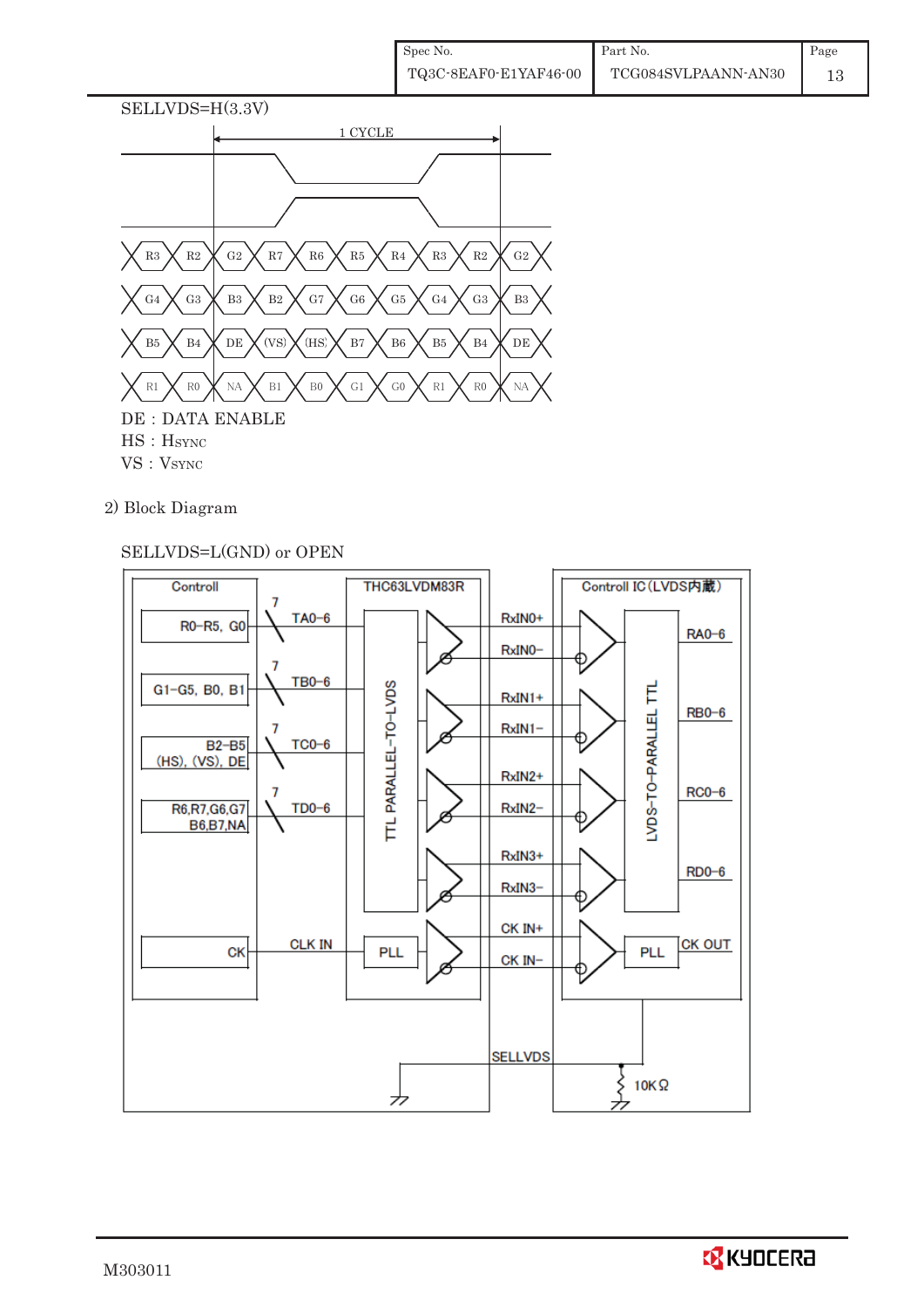SELLVDS=H(3.3V)

1 CYCLE

| R3 | R2 | G2 | R7 | R6 | R5 | R4 | R3 | R2 | G2 |
|---|---|---|---|---|---|---|---|---|---|
| G4 | G3 | B3 | B2 | G7 | G6 | G5 | G4 | G3 | B3 |
| B5 | B4 | DE | (VS) | (HS) | B7 | B6 | B5 | B4 | DE |
| R1 | R0 | NA | B1 | B0 | G1 | G0 | R1 | R0 | NA |

DE : DATA ENABLE
HS : HSYNC
VS : VSYNC

2) Block Diagram

SELLVDS=L(GND) or OPEN

Controll: R0–R5, G0 — 7 — TA0–6; G1–G5, B0, B1 — 7 — TB0–6; B2–B5 (HS), (VS), DE — 7 — TC0–6; R6,R7,G6,G7 B6,B7,NA — 7 — TD0–6; CK — CLK IN

THC63LVDM83R: TTL PARALLEL-TO-LVDS, PLL

RxIN0+, RxIN0−, RxIN1+, RxIN1−, RxIN2+, RxIN2−, RxIN3+, RxIN3−, CK IN+, CK IN−

Controll IC (LVDS内蔵): LVDS-TO-PARALLEL TTL — RA0–6, RB0–6, RC0–6, RD0–6; PLL — CK OUT

SELLVDS, 10KΩ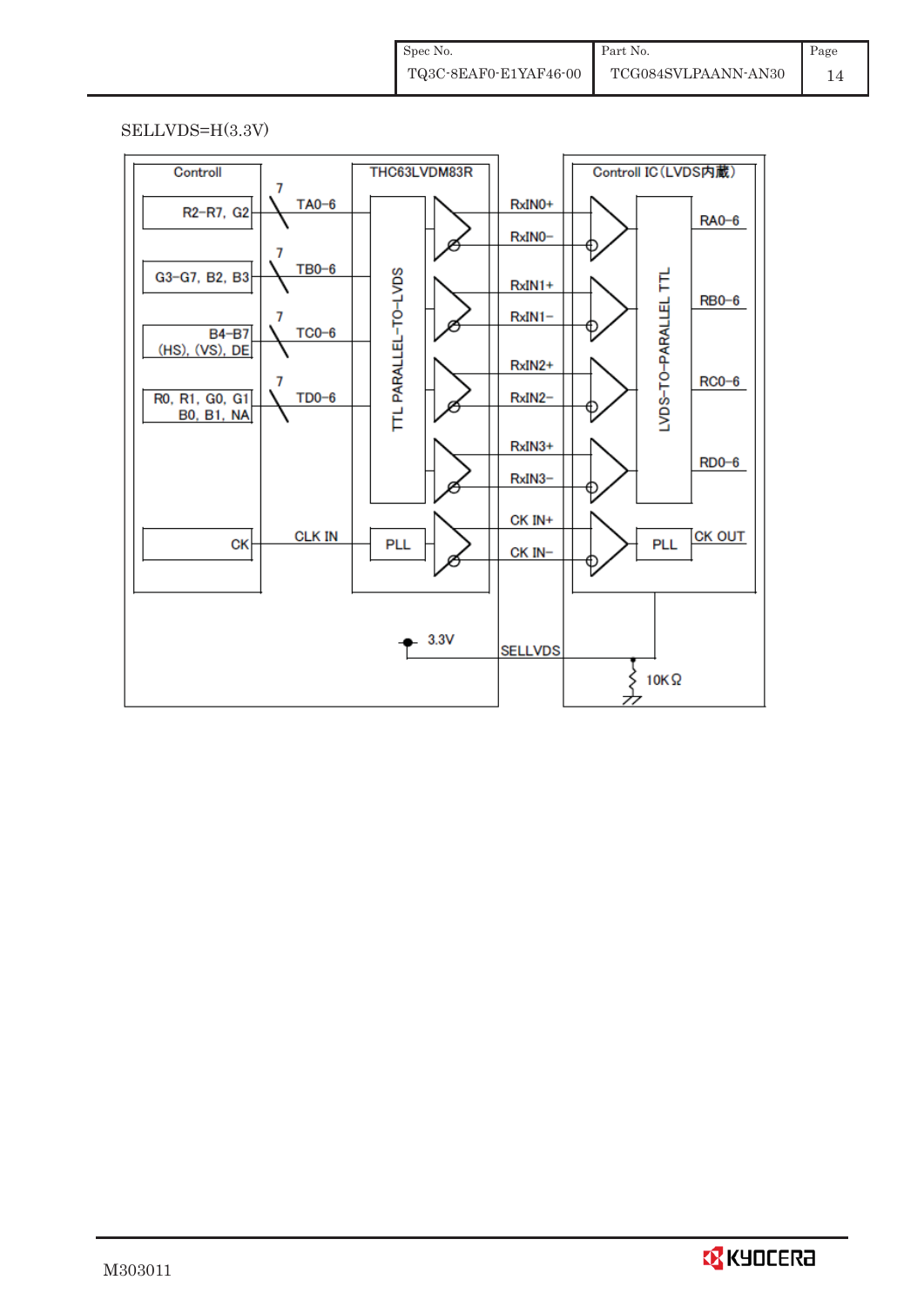SELLVDS=H(3.3V)

Controll | THC63LVDM83R | Controll IC（LVDS内蔵）

R2–R7, G2 — 7 — TA0–6 — RxIN0+ / RxIN0– — RA0–6

G3–G7, B2, B3 — 7 — TB0–6 — RxIN1+ / RxIN1– — RB0–6

B4–B7 (HS), (VS), DE — 7 — TC0–6 — RxIN2+ / RxIN2– — RC0–6

R0, R1, G0, G1 B0, B1, NA — 7 — TD0–6 — RxIN3+ / RxIN3– — RD0–6

CK — CLK IN — PLL — CK IN+ / CK IN– — PLL — CK OUT

TTL PARALLEL–TO–LVDS

LVDS–TO–PARALLEL TTL

3.3V

SELLVDS

10KΩ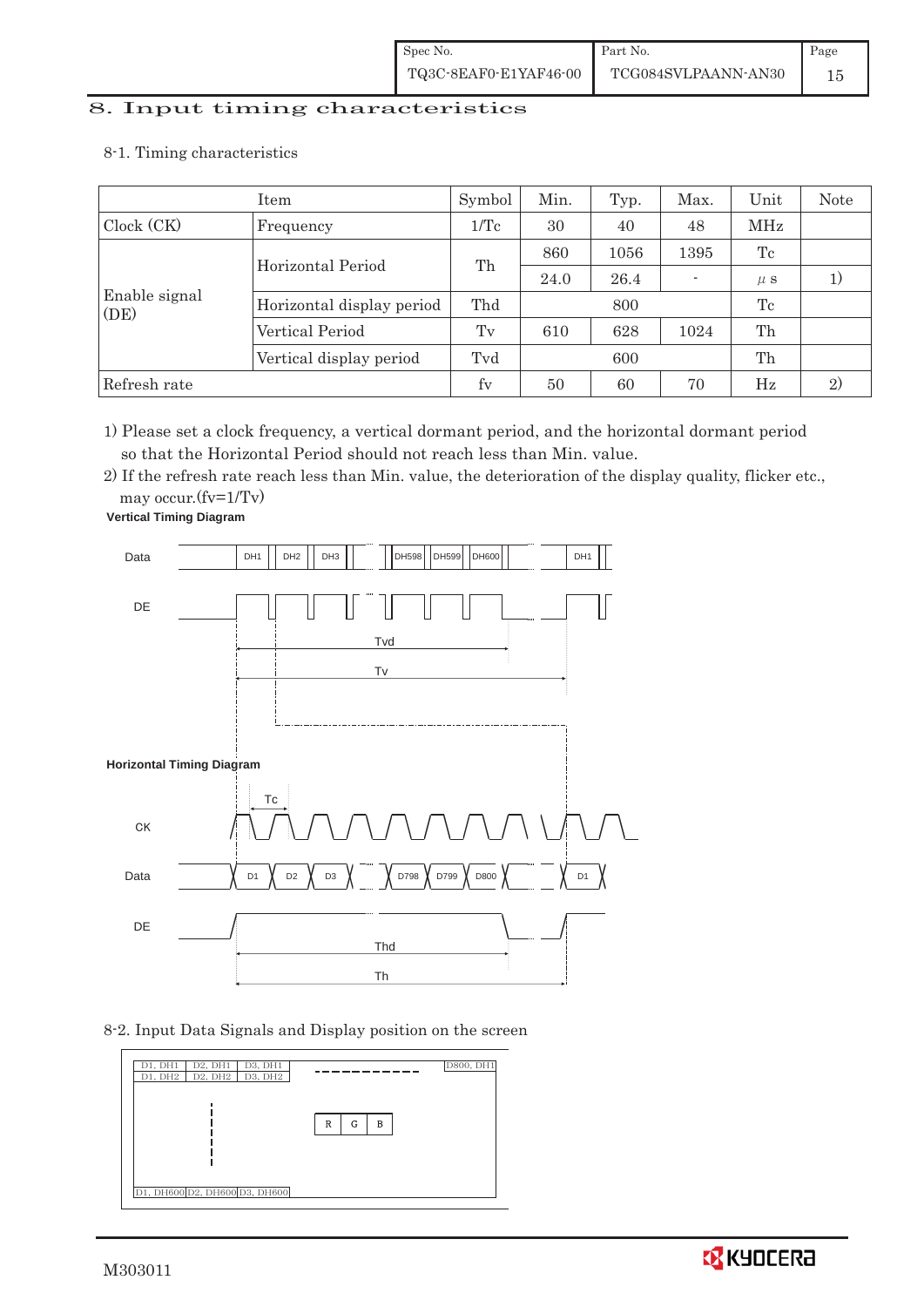# 8. Input timing characteristics

## 8-1. Timing characteristics

| Item | | Symbol | Min. | Typ. | Max. | Unit | Note |
|---|---|---|---|---|---|---|---|
| Clock (CK) | Frequency | 1/Tc | 30 | 40 | 48 | MHz | |
| Enable signal (DE) | Horizontal Period | Th | 860 | 1056 | 1395 | Tc | |
| | | | 24.0 | 26.4 | - | μs | 1) |
| | Horizontal display period | Thd | | 800 | | Tc | |
| | Vertical Period | Tv | 610 | 628 | 1024 | Th | |
| | Vertical display period | Tvd | | 600 | | Th | |
| Refresh rate | | fv | 50 | 60 | 70 | Hz | 2) |

1) Please set a clock frequency, a vertical dormant period, and the horizontal dormant period so that the Horizontal Period should not reach less than Min. value.

2) If the refresh rate reach less than Min. value, the deterioration of the display quality, flicker etc., may occur.(fv=1/Tv)

**Vertical Timing Diagram**

Data: DH1, DH2, DH3, ..., DH598, DH599, DH600, ..., DH1

DE

Tvd

Tv

**Horizontal Timing Diagram**

Tc

CK

Data: D1, D2, D3, ..., D798, D799, D800, ..., D1

DE

Thd

Th

## 8-2. Input Data Signals and Display position on the screen

| D1, DH1 | D2, DH1 | D3, DH1 | ------------ | D800, DH1 |
|---|---|---|---|---|
| D1, DH2 | D2, DH2 | D3, DH2 | | |
| | | | R G B | |
| D1, DH600 | D2, DH600 | D3, DH600 | | |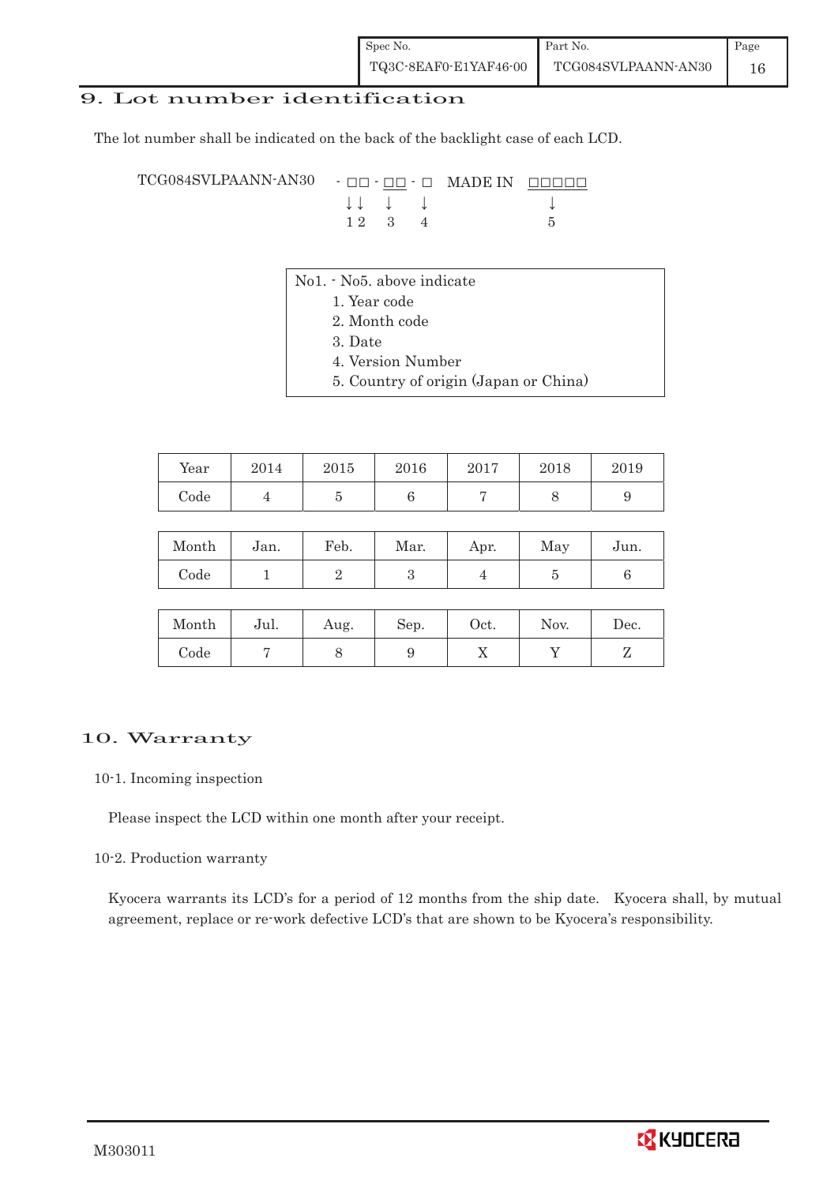# 9. Lot number identification

The lot number shall be indicated on the back of the backlight case of each LCD.

```
TCG084SVLPAANN-AN30   - □□ - □□ - □   MADE IN  □□□□□
                        ↓↓   ↓     ↓               ↓
                        1 2   3     4               5
```

No1. - No5. above indicate
1. Year code
2. Month code
3. Date
4. Version Number
5. Country of origin (Japan or China)

| Year | 2014 | 2015 | 2016 | 2017 | 2018 | 2019 |
|---|---|---|---|---|---|---|
| Code | 4 | 5 | 6 | 7 | 8 | 9 |

| Month | Jan. | Feb. | Mar. | Apr. | May | Jun. |
|---|---|---|---|---|---|---|
| Code | 1 | 2 | 3 | 4 | 5 | 6 |

| Month | Jul. | Aug. | Sep. | Oct. | Nov. | Dec. |
|---|---|---|---|---|---|---|
| Code | 7 | 8 | 9 | X | Y | Z |

# 10. Warranty

10-1. Incoming inspection

Please inspect the LCD within one month after your receipt.

10-2. Production warranty

Kyocera warrants its LCD's for a period of 12 months from the ship date. Kyocera shall, by mutual agreement, replace or re-work defective LCD's that are shown to be Kyocera's responsibility.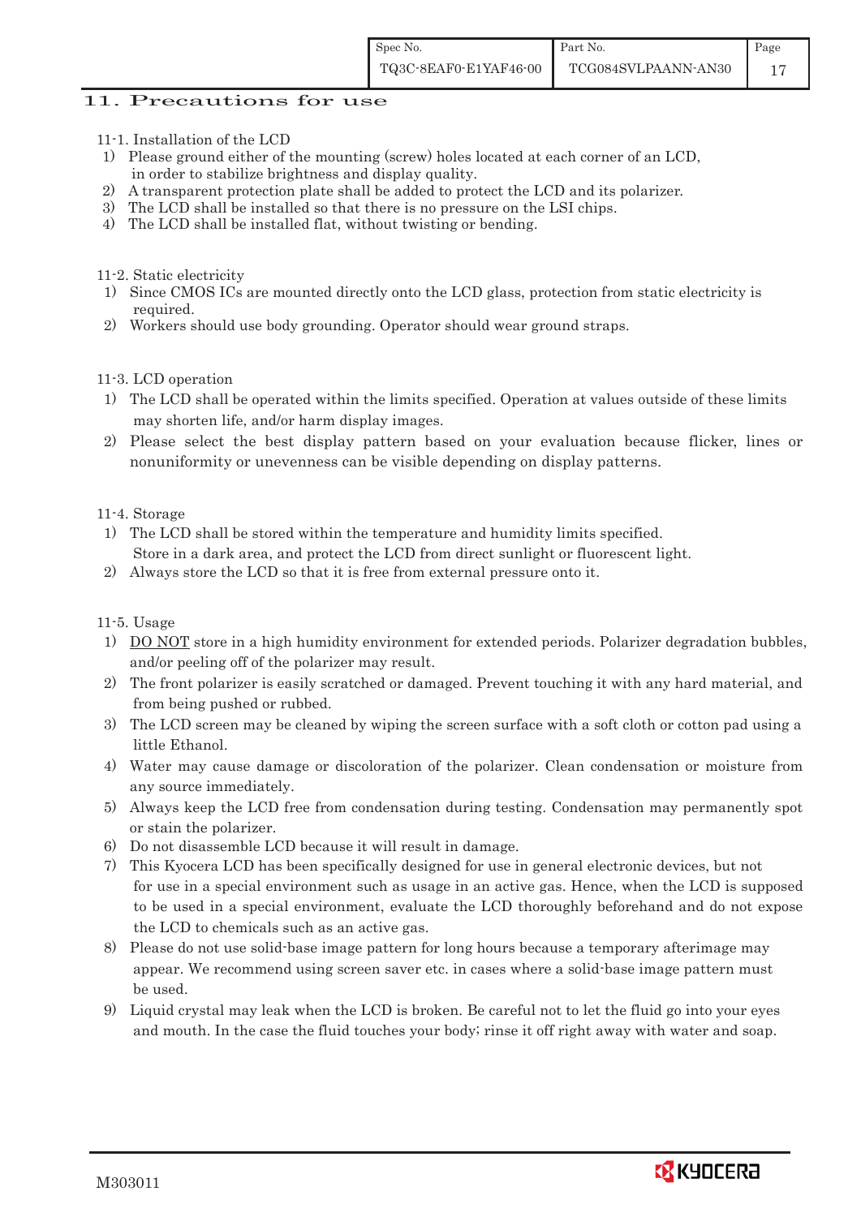## 11. Precautions for use

### 11-1. Installation of the LCD

1) Please ground either of the mounting (screw) holes located at each corner of an LCD, in order to stabilize brightness and display quality.
2) A transparent protection plate shall be added to protect the LCD and its polarizer.
3) The LCD shall be installed so that there is no pressure on the LSI chips.
4) The LCD shall be installed flat, without twisting or bending.

### 11-2. Static electricity

1) Since CMOS ICs are mounted directly onto the LCD glass, protection from static electricity is required.
2) Workers should use body grounding. Operator should wear ground straps.

### 11-3. LCD operation

1) The LCD shall be operated within the limits specified. Operation at values outside of these limits may shorten life, and/or harm display images.
2) Please select the best display pattern based on your evaluation because flicker, lines or nonuniformity or unevenness can be visible depending on display patterns.

### 11-4. Storage

1) The LCD shall be stored within the temperature and humidity limits specified. Store in a dark area, and protect the LCD from direct sunlight or fluorescent light.
2) Always store the LCD so that it is free from external pressure onto it.

### 11-5. Usage

1) DO NOT store in a high humidity environment for extended periods. Polarizer degradation bubbles, and/or peeling off of the polarizer may result.
2) The front polarizer is easily scratched or damaged. Prevent touching it with any hard material, and from being pushed or rubbed.
3) The LCD screen may be cleaned by wiping the screen surface with a soft cloth or cotton pad using a little Ethanol.
4) Water may cause damage or discoloration of the polarizer. Clean condensation or moisture from any source immediately.
5) Always keep the LCD free from condensation during testing. Condensation may permanently spot or stain the polarizer.
6) Do not disassemble LCD because it will result in damage.
7) This Kyocera LCD has been specifically designed for use in general electronic devices, but not for use in a special environment such as usage in an active gas. Hence, when the LCD is supposed to be used in a special environment, evaluate the LCD thoroughly beforehand and do not expose the LCD to chemicals such as an active gas.
8) Please do not use solid-base image pattern for long hours because a temporary afterimage may appear. We recommend using screen saver etc. in cases where a solid-base image pattern must be used.
9) Liquid crystal may leak when the LCD is broken. Be careful not to let the fluid go into your eyes and mouth. In the case the fluid touches your body; rinse it off right away with water and soap.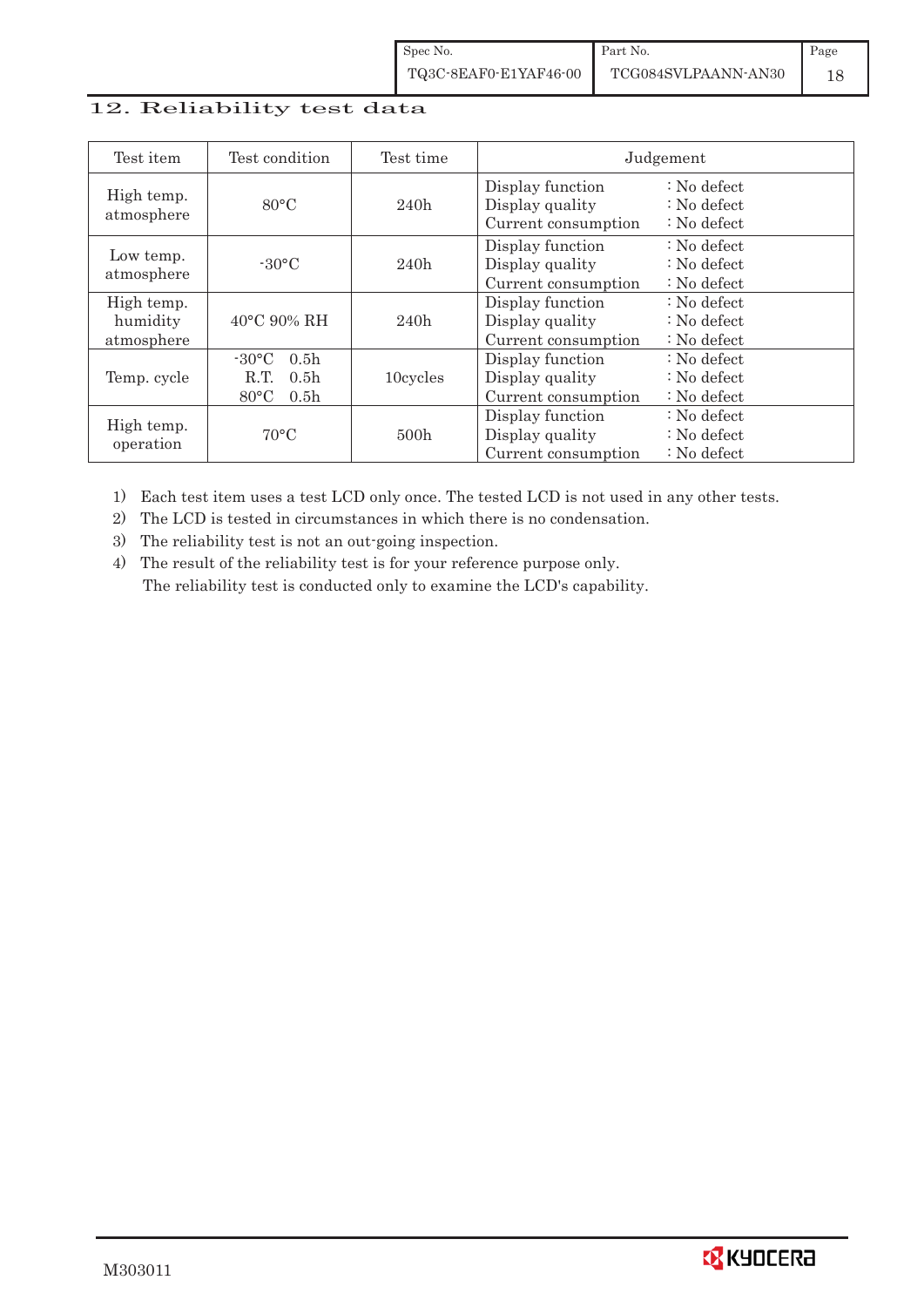## 12. Reliability test data

| Test item | Test condition | Test time | Judgement |
|---|---|---|---|
| High temp. atmosphere | 80°C | 240h | Display function : No defect<br>Display quality : No defect<br>Current consumption : No defect |
| Low temp. atmosphere | -30°C | 240h | Display function : No defect<br>Display quality : No defect<br>Current consumption : No defect |
| High temp. humidity atmosphere | 40°C 90% RH | 240h | Display function : No defect<br>Display quality : No defect<br>Current consumption : No defect |
| Temp. cycle | -30°C 0.5h<br>R.T. 0.5h<br>80°C 0.5h | 10cycles | Display function : No defect<br>Display quality : No defect<br>Current consumption : No defect |
| High temp. operation | 70°C | 500h | Display function : No defect<br>Display quality : No defect<br>Current consumption : No defect |

1) Each test item uses a test LCD only once. The tested LCD is not used in any other tests.
2) The LCD is tested in circumstances in which there is no condensation.
3) The reliability test is not an out-going inspection.
4) The result of the reliability test is for your reference purpose only.
   The reliability test is conducted only to examine the LCD's capability.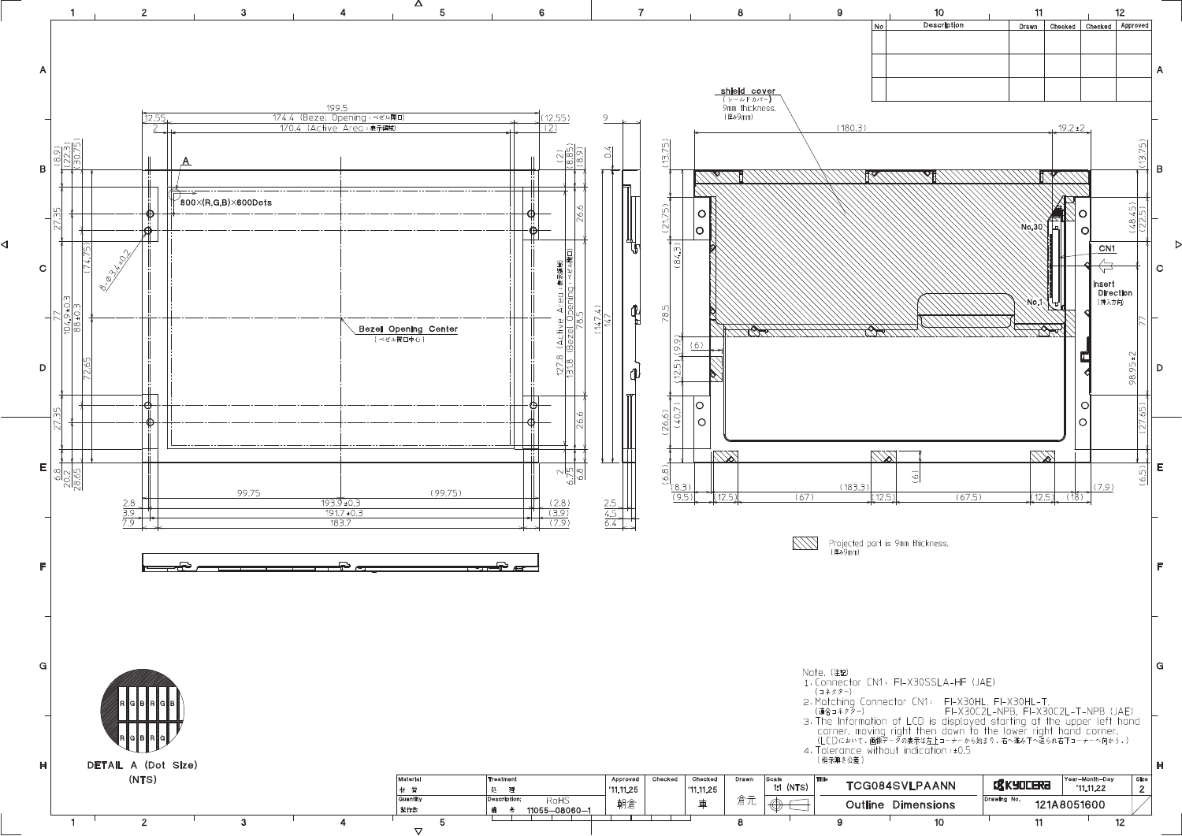| No | Description | Drawn | Checked | Checked | Approved |
|---|---|---|---|---|---|
| | | | | | |
| | | | | | |
| | | | | | |

shield cover
（シールドカバー）
9mm thickness.
（厚み9mm）

Bezel Opening Center
（ベゼル開口中心）

800×(R,G,B)×600Dots

CN1

Insert Direction
（挿入方向）

Projected part is 9mm thickness.
（厚み9mm）

DETAIL A (Dot Size)
(NTS)

Note.（注記）

1. Connector CN1: FI-X30SSLA-HF (JAE)
（コネクター）
2. Matching Connector CN1: FI-X30HL, FI-X30HL-T, FI-X30C2L-NPB, FI-X30C2L-T-NPB (JAE)
（適合コネクター）
3. The Information of LCD is displayed starting at the upper left hand corner, moving right then down to the lower right hand corner.
（LCDにおいて、画像データの表示は左上コーナーから始まり、右へ進み下へ送られ右下コーナーへ向かう。）
4. Tolerance without indication: ±0.5
（指示無き公差）

| Material 材質 | Treatment 処理 | Approved | Checked | Checked | Drawn | Scale | Title | | Year-Month-Day | Size |
|---|---|---|---|---|---|---|---|---|---|---|
| | | '11.11.25 | | '11.11.25 | | 1:1 (NTS) | TCG084SVLPAANN | KYOCERA | '11.11.22 | 2 |
| Quantity 製作数 | Description; 備考 RoHS 11055-08060-1 | 朝倉 | | 車 | 倉元 | | Outline Dimensions | Drawing No. | 121A8051600 | |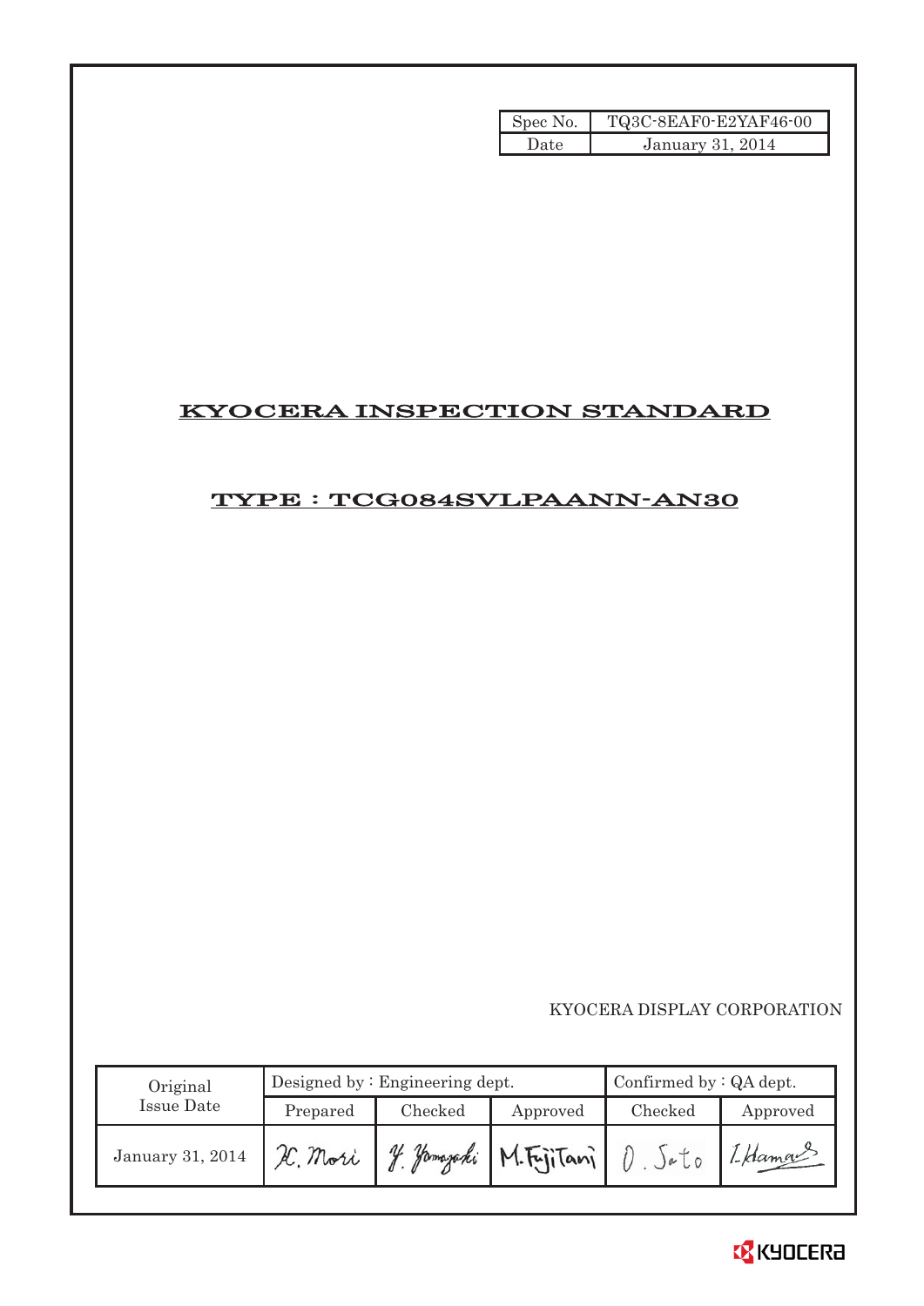| Spec No. | TQ3C-8EAF0-E2YAF46-00 |
|---|---|
| Date | January 31, 2014 |

# KYOCERA INSPECTION STANDARD

## TYPE : TCG084SVLPAANN-AN30

KYOCERA DISPLAY CORPORATION

| Original Issue Date | Designed by : Engineering dept. | | | Confirmed by : QA dept. | |
|---|---|---|---|---|---|
| | Prepared | Checked | Approved | Checked | Approved |
| January 31, 2014 | H. Mori | Y. Yamazaki | M. FujiTani | O. Sato | I. Hamao |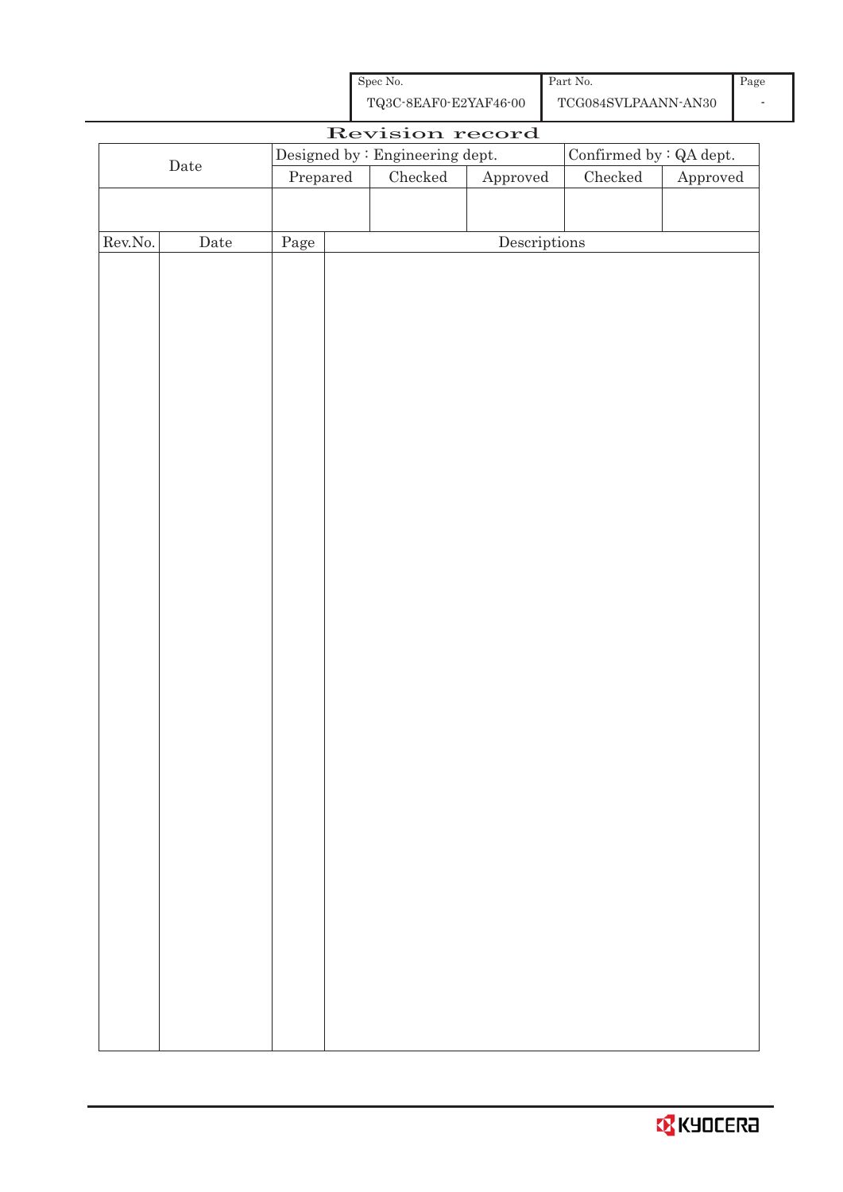| Spec No. | Part No. | Page |
| --- | --- | --- |
| TQ3C-8EAF0-E2YAF46-00 | TCG084SVLPAANN-AN30 | - |

# Revision record

| Date | Designed by : Engineering dept. | | | Confirmed by : QA dept. | |
| --- | --- | --- | --- | --- | --- |
| | Prepared | Checked | Approved | Checked | Approved |
| | | | | | |

| Rev.No. | Date | Page | Descriptions |
| --- | --- | --- | --- |
| | | | |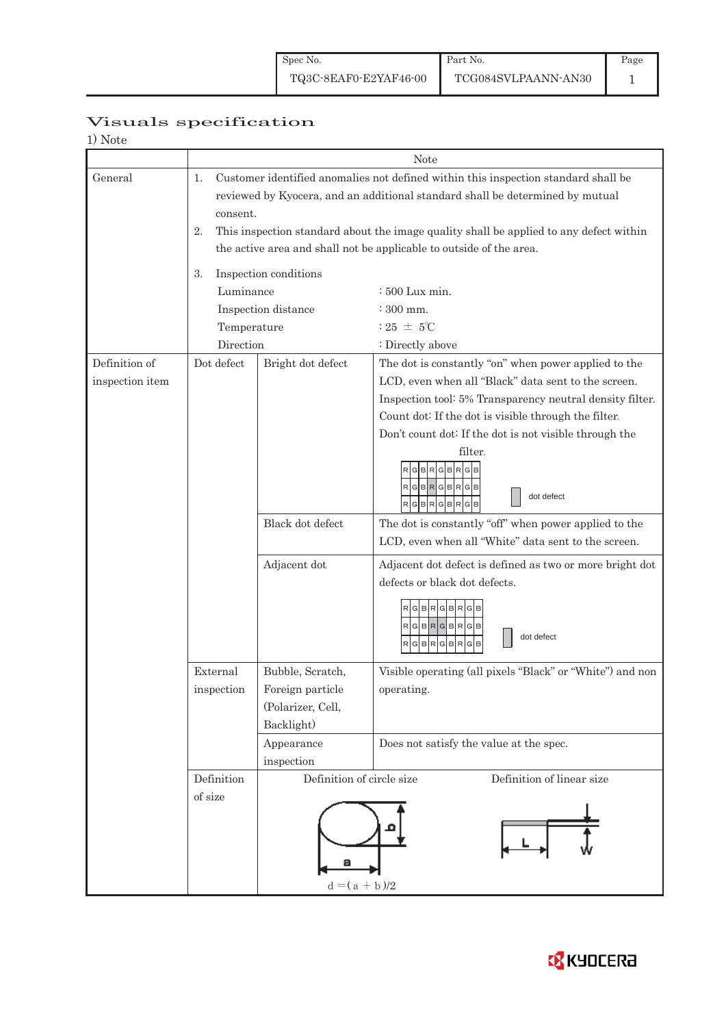| Spec No. | Part No. | Page |
|---|---|---|
| TQ3C-8EAF0-E2YAF46-00 | TCG084SVLPAANN-AN30 | 1 |

# Visuals specification

1) Note

| | Note | | |
|---|---|---|---|
| General | 1. Customer identified anomalies not defined within this inspection standard shall be reviewed by Kyocera, and an additional standard shall be determined by mutual consent.<br>2. This inspection standard about the image quality shall be applied to any defect within the active area and shall not be applicable to outside of the area.<br>3. Inspection conditions<br>Luminance : 500 Lux min.<br>Inspection distance : 300 mm.<br>Temperature : 25 ± 5℃<br>Direction : Directly above | | |
| Definition of inspection item | Dot defect | Bright dot defect | The dot is constantly "on" when power applied to the LCD, even when all "Black" data sent to the screen.<br>Inspection tool: 5% Transparency neutral density filter.<br>Count dot: If the dot is visible through the filter.<br>Don't count dot: If the dot is not visible through the filter.<br>R G B R G B R G B / R G B R G B R G B / R G B R G B R G B — dot defect |
| | | Black dot defect | The dot is constantly "off" when power applied to the LCD, even when all "White" data sent to the screen. |
| | | Adjacent dot | Adjacent dot defect is defined as two or more bright dot defects or black dot defects.<br>R G B R G B R G B / R G B R G B R G B / R G B R G B R G B — dot defect |
| | External inspection | Bubble, Scratch, Foreign particle (Polarizer, Cell, Backlight) | Visible operating (all pixels "Black" or "White") and non operating. |
| | | Appearance inspection | Does not satisfy the value at the spec. |
| | Definition of size | Definition of circle size: a, b; d = ( a + b )/2 | Definition of linear size: L, W |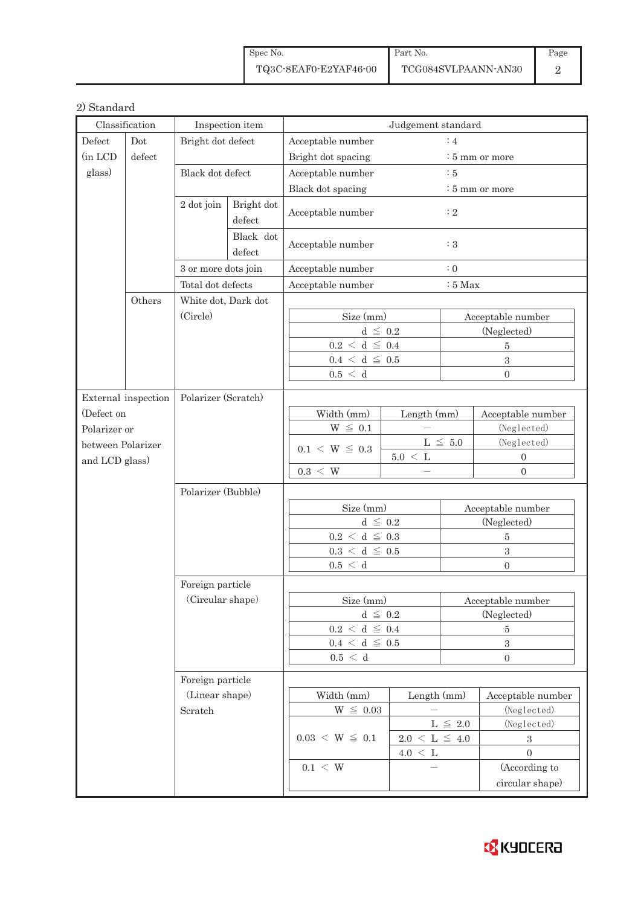2) Standard

| Classification | | Inspection item | | Judgement standard | | |
|---|---|---|---|---|---|---|
| Defect (in LCD glass) | Dot defect | Bright dot defect | | Acceptable number | : 4 | |
| | | | | Bright dot spacing | : 5 mm or more | |
| | | Black dot defect | | Acceptable number | : 5 | |
| | | | | Black dot spacing | : 5 mm or more | |
| | | 2 dot join | Bright dot defect | Acceptable number | : 2 | |
| | | | Black dot defect | Acceptable number | : 3 | |
| | | 3 or more dots join | | Acceptable number | : 0 | |
| | | Total dot defects | | Acceptable number | : 5 Max | |
| | Others | White dot, Dark dot (Circle) | | Size (mm) | Acceptable number | |
| | | | | $d \leqq 0.2$ | (Neglected) | |
| | | | | $0.2 < d \leqq 0.4$ | 5 | |
| | | | | $0.4 < d \leqq 0.5$ | 3 | |
| | | | | $0.5 < d$ | 0 | |
| External inspection (Defect on Polarizer or between Polarizer and LCD glass) | | Polarizer (Scratch) | | Width (mm) | Length (mm) | Acceptable number |
| | | | | $W \leqq 0.1$ | — | (Neglected) |
| | | | | $0.1 < W \leqq 0.3$ | $L \leqq 5.0$ | (Neglected) |
| | | | | | $5.0 < L$ | 0 |
| | | | | $0.3 < W$ | — | 0 |
| | | Polarizer (Bubble) | | Size (mm) | Acceptable number | |
| | | | | $d \leqq 0.2$ | (Neglected) | |
| | | | | $0.2 < d \leqq 0.3$ | 5 | |
| | | | | $0.3 < d \leqq 0.5$ | 3 | |
| | | | | $0.5 < d$ | 0 | |
| | | Foreign particle (Circular shape) | | Size (mm) | Acceptable number | |
| | | | | $d \leqq 0.2$ | (Neglected) | |
| | | | | $0.2 < d \leqq 0.4$ | 5 | |
| | | | | $0.4 < d \leqq 0.5$ | 3 | |
| | | | | $0.5 < d$ | 0 | |
| | | Foreign particle (Linear shape) Scratch | | Width (mm) | Length (mm) | Acceptable number |
| | | | | $W \leqq 0.03$ | — | (Neglected) |
| | | | | $0.03 < W \leqq 0.1$ | $L \leqq 2.0$ | (Neglected) |
| | | | | | $2.0 < L \leqq 4.0$ | 3 |
| | | | | | $4.0 < L$ | 0 |
| | | | | $0.1 < W$ | — | (According to circular shape) |